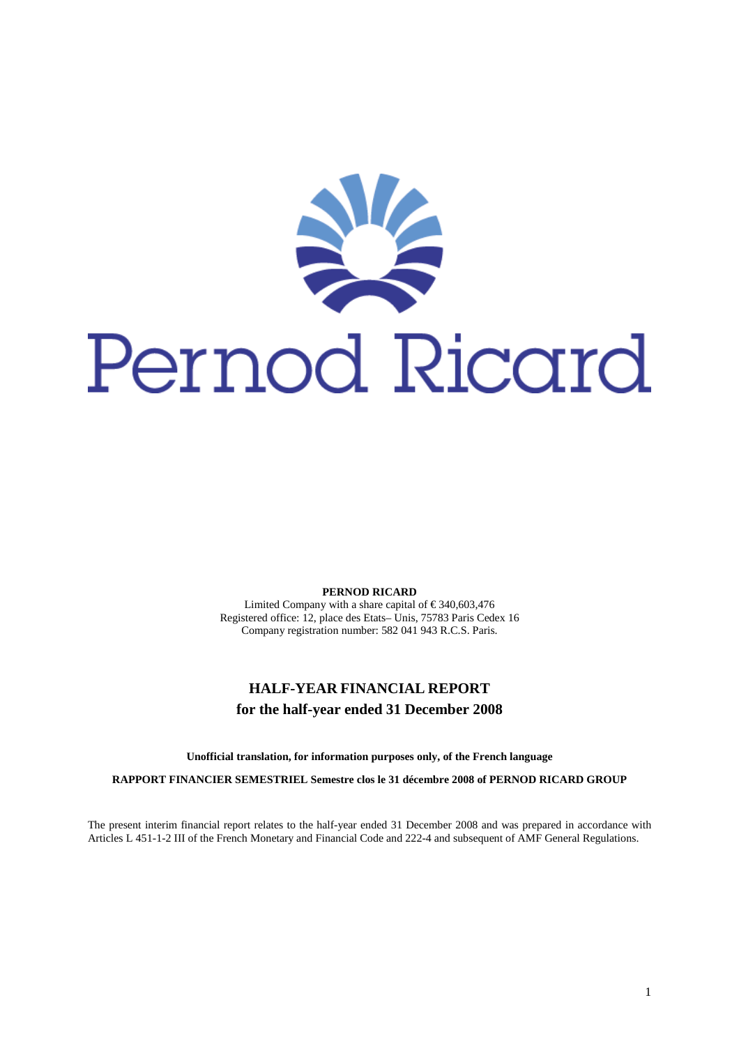Pernod Ricard

**PERNOD RICARD**
Limited Company with a share capital of € 340,603,476
Registered office: 12, place des Etats– Unis, 75783 Paris Cedex 16
Company registration number: 582 041 943 R.C.S. Paris.

# HALF-YEAR FINANCIAL REPORT
## for the half-year ended 31 December 2008

**Unofficial translation, for information purposes only, of the French language**

**RAPPORT FINANCIER SEMESTRIEL Semestre clos le 31 décembre 2008 of PERNOD RICARD GROUP**

The present interim financial report relates to the half-year ended 31 December 2008 and was prepared in accordance with Articles L 451-1-2 III of the French Monetary and Financial Code and 222-4 and subsequent of AMF General Regulations.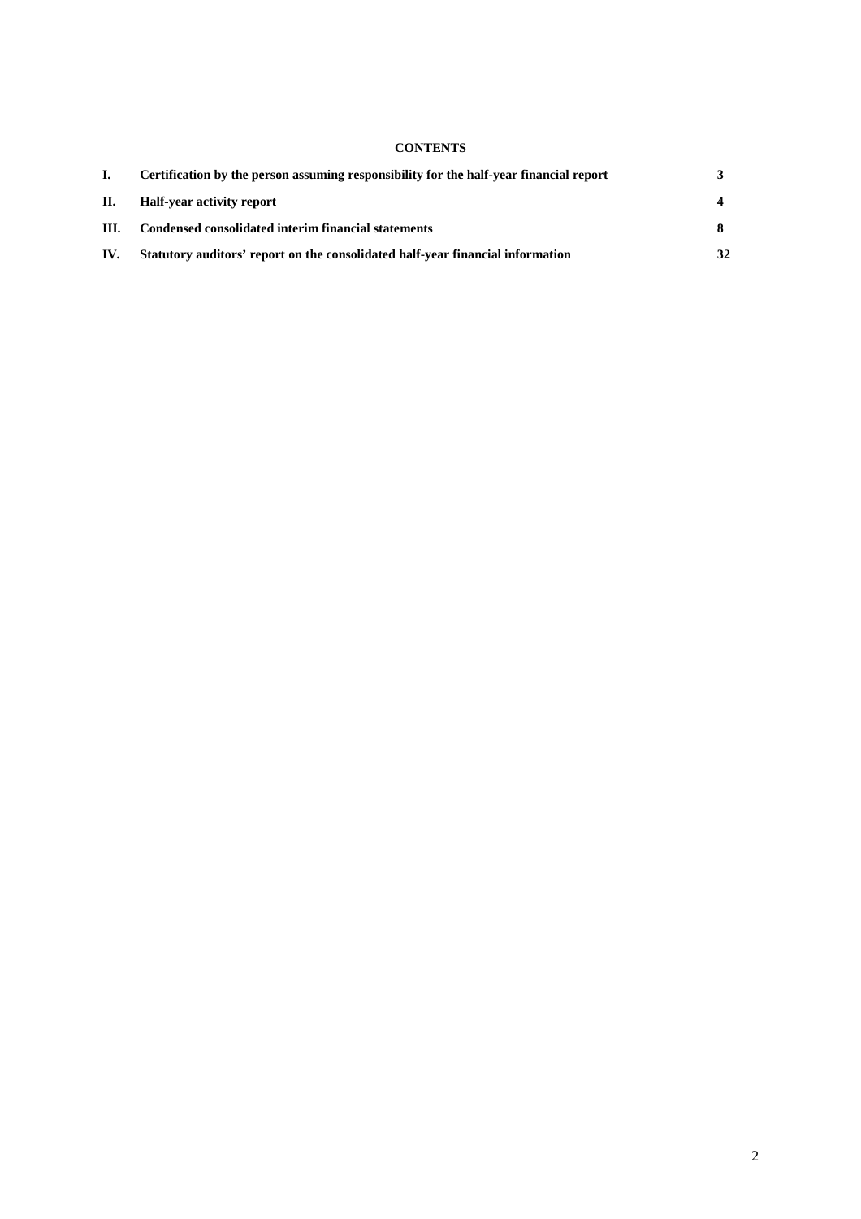**CONTENTS**

| | | |
|---|---|---|
| **I.** | **Certification by the person assuming responsibility for the half-year financial report** | **3** |
| **II.** | **Half-year activity report** | **4** |
| **III.** | **Condensed consolidated interim financial statements** | **8** |
| **IV.** | **Statutory auditors' report on the consolidated half-year financial information** | **32** |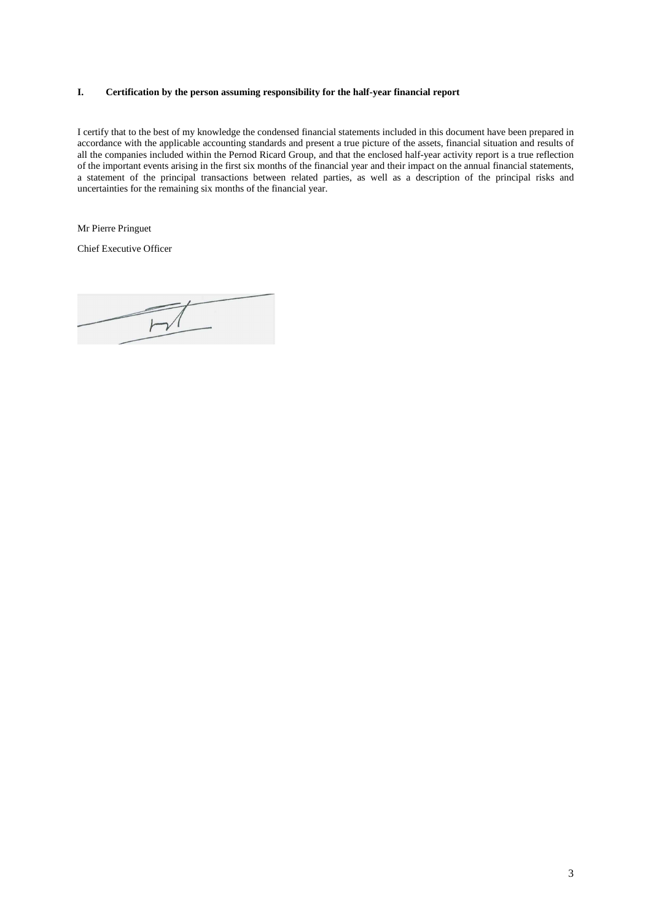## I. Certification by the person assuming responsibility for the half-year financial report

I certify that to the best of my knowledge the condensed financial statements included in this document have been prepared in accordance with the applicable accounting standards and present a true picture of the assets, financial situation and results of all the companies included within the Pernod Ricard Group, and that the enclosed half-year activity report is a true reflection of the important events arising in the first six months of the financial year and their impact on the annual financial statements, a statement of the principal transactions between related parties, as well as a description of the principal risks and uncertainties for the remaining six months of the financial year.

Mr Pierre Pringuet

Chief Executive Officer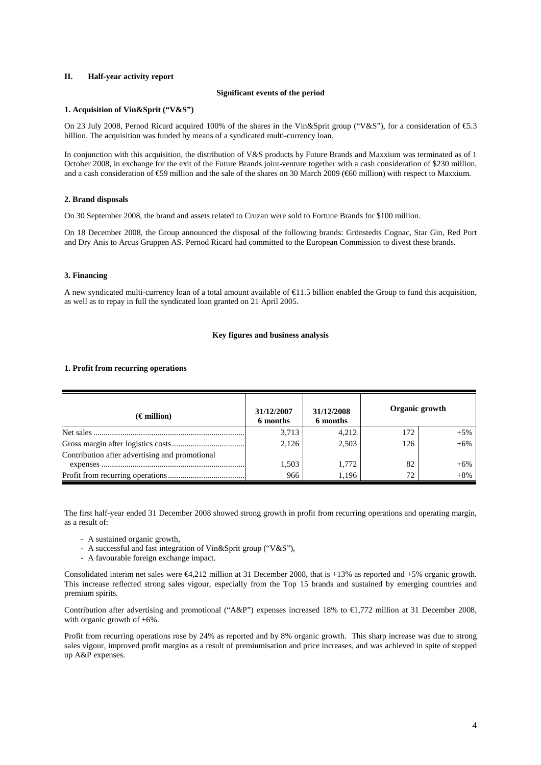## II. Half-year activity report

### Significant events of the period

#### 1. Acquisition of Vin&Sprit ("V&S")

On 23 July 2008, Pernod Ricard acquired 100% of the shares in the Vin&Sprit group ("V&S"), for a consideration of €5.3 billion. The acquisition was funded by means of a syndicated multi-currency loan.

In conjunction with this acquisition, the distribution of V&S products by Future Brands and Maxxium was terminated as of 1 October 2008, in exchange for the exit of the Future Brands joint-venture together with a cash consideration of $230 million, and a cash consideration of €59 million and the sale of the shares on 30 March 2009 (€60 million) with respect to Maxxium.

#### 2. Brand disposals

On 30 September 2008, the brand and assets related to Cruzan were sold to Fortune Brands for $100 million.

On 18 December 2008, the Group announced the disposal of the following brands: Grönstedts Cognac, Star Gin, Red Port and Dry Anis to Arcus Gruppen AS. Pernod Ricard had committed to the European Commission to divest these brands.

#### 3. Financing

A new syndicated multi-currency loan of a total amount available of €11.5 billion enabled the Group to fund this acquisition, as well as to repay in full the syndicated loan granted on 21 April 2005.

### Key figures and business analysis

#### 1. Profit from recurring operations

| (€ million) | 31/12/2007 6 months | 31/12/2008 6 months | Organic growth | |
|---|---|---|---|---|
| Net sales | 3,713 | 4,212 | 172 | +5% |
| Gross margin after logistics costs | 2,126 | 2,503 | 126 | +6% |
| Contribution after advertising and promotional expenses | 1,503 | 1,772 | 82 | +6% |
| Profit from recurring operations | 966 | 1,196 | 72 | +8% |

The first half-year ended 31 December 2008 showed strong growth in profit from recurring operations and operating margin, as a result of:

- A sustained organic growth,
- A successful and fast integration of Vin&Sprit group ("V&S"),
- A favourable foreign exchange impact.

Consolidated interim net sales were €4,212 million at 31 December 2008, that is +13% as reported and +5% organic growth. This increase reflected strong sales vigour, especially from the Top 15 brands and sustained by emerging countries and premium spirits.

Contribution after advertising and promotional ("A&P") expenses increased 18% to €1,772 million at 31 December 2008, with organic growth of +6%.

Profit from recurring operations rose by 24% as reported and by 8% organic growth. This sharp increase was due to strong sales vigour, improved profit margins as a result of premiumisation and price increases, and was achieved in spite of stepped up A&P expenses.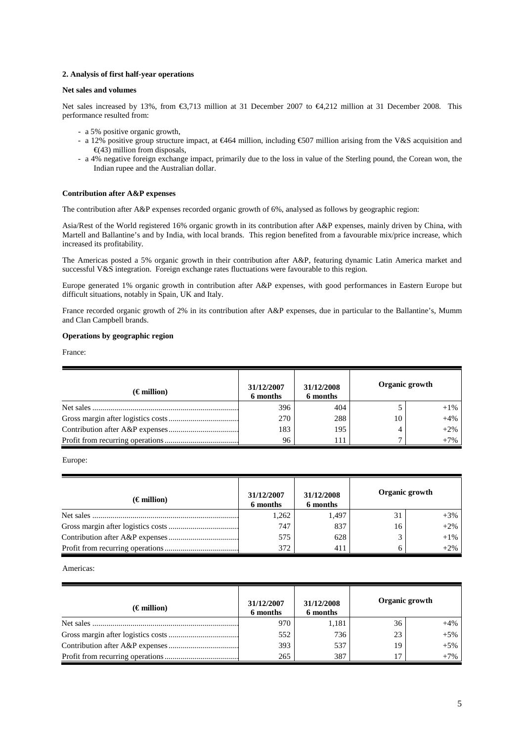## 2. Analysis of first half-year operations

### Net sales and volumes

Net sales increased by 13%, from €3,713 million at 31 December 2007 to €4,212 million at 31 December 2008. This performance resulted from:

- a 5% positive organic growth,
- a 12% positive group structure impact, at €464 million, including €507 million arising from the V&S acquisition and €(43) million from disposals,
- a 4% negative foreign exchange impact, primarily due to the loss in value of the Sterling pound, the Corean won, the Indian rupee and the Australian dollar.

### Contribution after A&P expenses

The contribution after A&P expenses recorded organic growth of 6%, analysed as follows by geographic region:

Asia/Rest of the World registered 16% organic growth in its contribution after A&P expenses, mainly driven by China, with Martell and Ballantine's and by India, with local brands. This region benefited from a favourable mix/price increase, which increased its profitability.

The Americas posted a 5% organic growth in their contribution after A&P, featuring dynamic Latin America market and successful V&S integration. Foreign exchange rates fluctuations were favourable to this region.

Europe generated 1% organic growth in contribution after A&P expenses, with good performances in Eastern Europe but difficult situations, notably in Spain, UK and Italy.

France recorded organic growth of 2% in its contribution after A&P expenses, due in particular to the Ballantine's, Mumm and Clan Campbell brands.

### Operations by geographic region

France:

| (€ million) | 31/12/2007 6 months | 31/12/2008 6 months | Organic growth | |
|---|---|---|---|---|
| Net sales | 396 | 404 | 5 | +1% |
| Gross margin after logistics costs | 270 | 288 | 10 | +4% |
| Contribution after A&P expenses | 183 | 195 | 4 | +2% |
| Profit from recurring operations | 96 | 111 | 7 | +7% |

Europe:

| (€ million) | 31/12/2007 6 months | 31/12/2008 6 months | Organic growth | |
|---|---|---|---|---|
| Net sales | 1,262 | 1,497 | 31 | +3% |
| Gross margin after logistics costs | 747 | 837 | 16 | +2% |
| Contribution after A&P expenses | 575 | 628 | 3 | +1% |
| Profit from recurring operations | 372 | 411 | 6 | +2% |

Americas:

| (€ million) | 31/12/2007 6 months | 31/12/2008 6 months | Organic growth | |
|---|---|---|---|---|
| Net sales | 970 | 1,181 | 36 | +4% |
| Gross margin after logistics costs | 552 | 736 | 23 | +5% |
| Contribution after A&P expenses | 393 | 537 | 19 | +5% |
| Profit from recurring operations | 265 | 387 | 17 | +7% |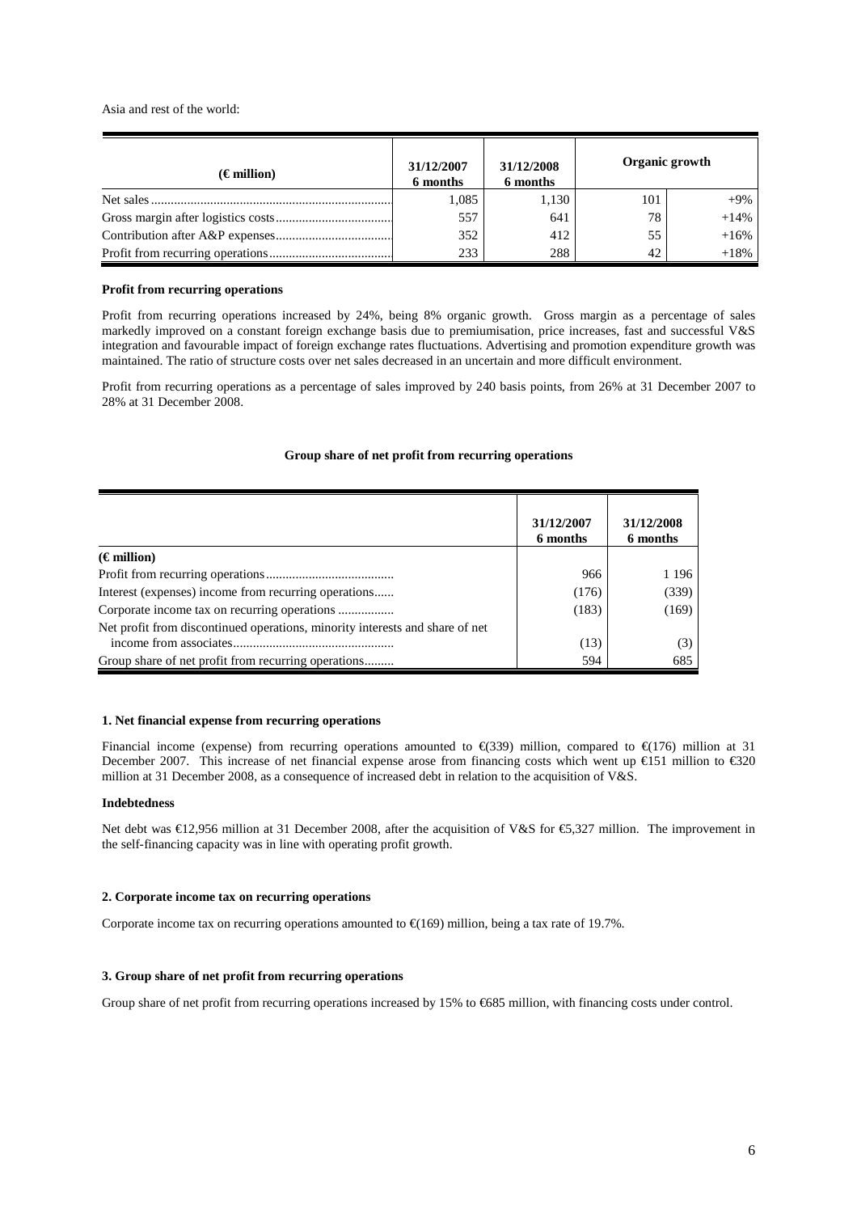Asia and rest of the world:

| (€ million) | 31/12/2007 6 months | 31/12/2008 6 months | Organic growth | |
|---|---|---|---|---|
| Net sales | 1,085 | 1,130 | 101 | +9% |
| Gross margin after logistics costs | 557 | 641 | 78 | +14% |
| Contribution after A&P expenses | 352 | 412 | 55 | +16% |
| Profit from recurring operations | 233 | 288 | 42 | +18% |

**Profit from recurring operations**

Profit from recurring operations increased by 24%, being 8% organic growth. Gross margin as a percentage of sales markedly improved on a constant foreign exchange basis due to premiumisation, price increases, fast and successful V&S integration and favourable impact of foreign exchange rates fluctuations. Advertising and promotion expenditure growth was maintained. The ratio of structure costs over net sales decreased in an uncertain and more difficult environment.

Profit from recurring operations as a percentage of sales improved by 240 basis points, from 26% at 31 December 2007 to 28% at 31 December 2008.

**Group share of net profit from recurring operations**

| | 31/12/2007 6 months | 31/12/2008 6 months |
|---|---|---|
| **(€ million)** | | |
| Profit from recurring operations | 966 | 1 196 |
| Interest (expenses) income from recurring operations | (176) | (339) |
| Corporate income tax on recurring operations | (183) | (169) |
| Net profit from discontinued operations, minority interests and share of net income from associates | (13) | (3) |
| Group share of net profit from recurring operations | 594 | 685 |

**1. Net financial expense from recurring operations**

Financial income (expense) from recurring operations amounted to €(339) million, compared to €(176) million at 31 December 2007. This increase of net financial expense arose from financing costs which went up €151 million to €320 million at 31 December 2008, as a consequence of increased debt in relation to the acquisition of V&S.

**Indebtedness**

Net debt was €12,956 million at 31 December 2008, after the acquisition of V&S for €5,327 million. The improvement in the self-financing capacity was in line with operating profit growth.

**2. Corporate income tax on recurring operations**

Corporate income tax on recurring operations amounted to €(169) million, being a tax rate of 19.7%.

**3. Group share of net profit from recurring operations**

Group share of net profit from recurring operations increased by 15% to €685 million, with financing costs under control.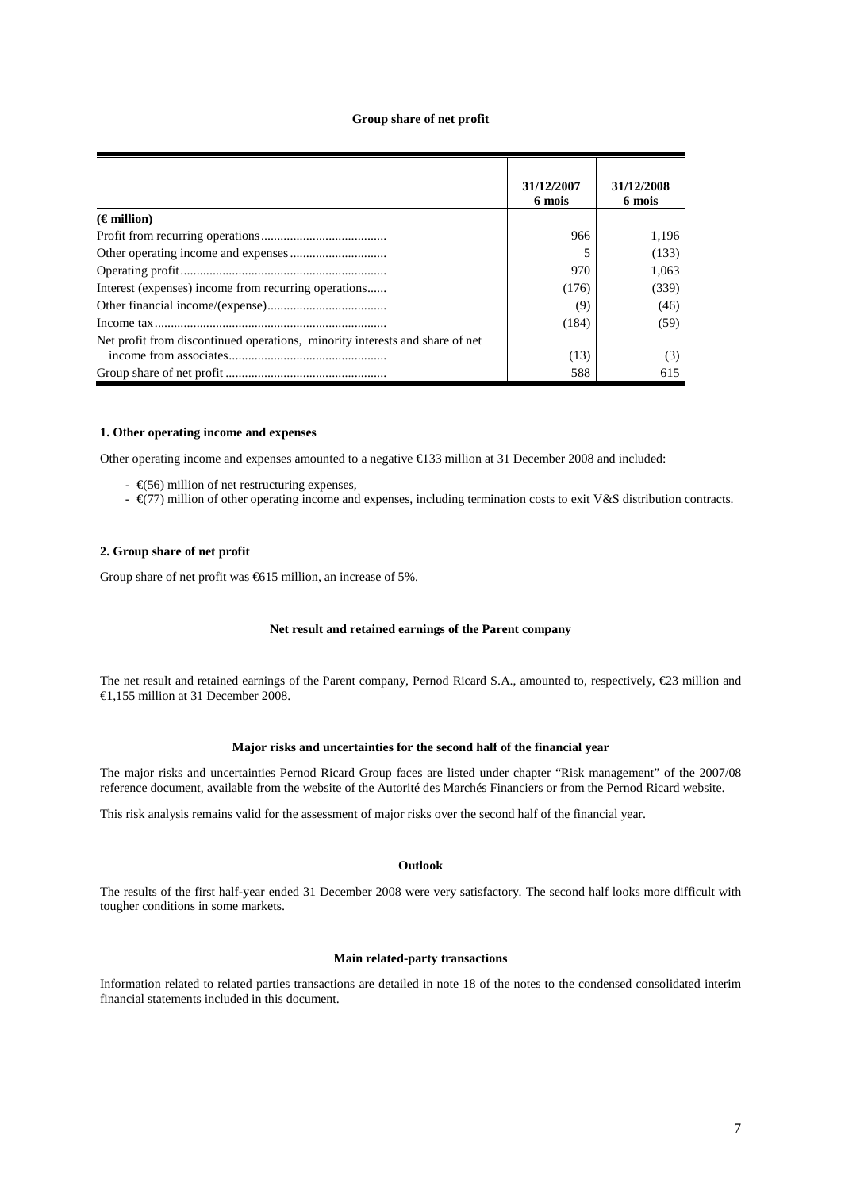### Group share of net profit

| (€ million) | 31/12/2007 6 mois | 31/12/2008 6 mois |
|---|---|---|
| Profit from recurring operations | 966 | 1,196 |
| Other operating income and expenses | 5 | (133) |
| Operating profit | 970 | 1,063 |
| Interest (expenses) income from recurring operations | (176) | (339) |
| Other financial income/(expense) | (9) | (46) |
| Income tax | (184) | (59) |
| Net profit from discontinued operations, minority interests and share of net income from associates | (13) | (3) |
| Group share of net profit | 588 | 615 |

#### 1. Other operating income and expenses

Other operating income and expenses amounted to a negative €133 million at 31 December 2008 and included:

- €(56) million of net restructuring expenses,
- €(77) million of other operating income and expenses, including termination costs to exit V&S distribution contracts.

#### 2. Group share of net profit

Group share of net profit was €615 million, an increase of 5%.

### Net result and retained earnings of the Parent company

The net result and retained earnings of the Parent company, Pernod Ricard S.A., amounted to, respectively, €23 million and €1,155 million at 31 December 2008.

### Major risks and uncertainties for the second half of the financial year

The major risks and uncertainties Pernod Ricard Group faces are listed under chapter "Risk management" of the 2007/08 reference document, available from the website of the Autorité des Marchés Financiers or from the Pernod Ricard website.

This risk analysis remains valid for the assessment of major risks over the second half of the financial year.

### Outlook

The results of the first half-year ended 31 December 2008 were very satisfactory. The second half looks more difficult with tougher conditions in some markets.

### Main related-party transactions

Information related to related parties transactions are detailed in note 18 of the notes to the condensed consolidated interim financial statements included in this document.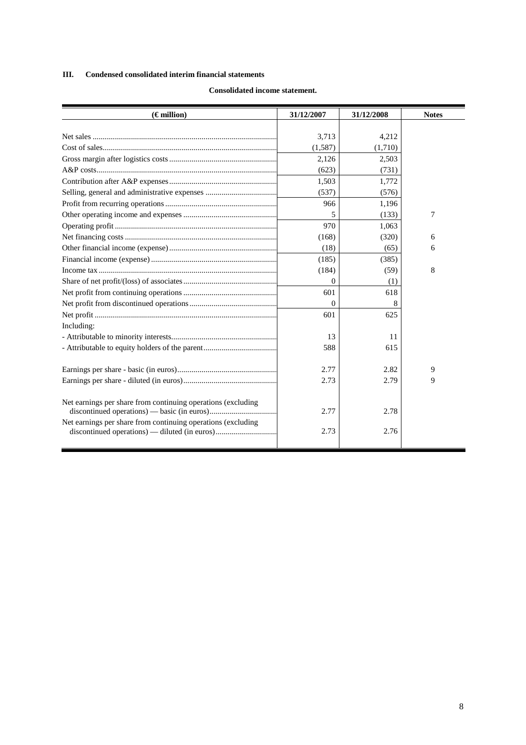## III. Condensed consolidated interim financial statements

**Consolidated income statement.**

| (€ million) | 31/12/2007 | 31/12/2008 | Notes |
|---|---|---|---|
| Net sales | 3,713 | 4,212 | |
| Cost of sales | (1,587) | (1,710) | |
| Gross margin after logistics costs | 2,126 | 2,503 | |
| A&P costs | (623) | (731) | |
| Contribution after A&P expenses | 1,503 | 1,772 | |
| Selling, general and administrative expenses | (537) | (576) | |
| Profit from recurring operations | 966 | 1,196 | |
| Other operating income and expenses | 5 | (133) | 7 |
| Operating profit | 970 | 1,063 | |
| Net financing costs | (168) | (320) | 6 |
| Other financial income (expense) | (18) | (65) | 6 |
| Financial income (expense) | (185) | (385) | |
| Income tax | (184) | (59) | 8 |
| Share of net profit/(loss) of associates | 0 | (1) | |
| Net profit from continuing operations | 601 | 618 | |
| Net profit from discontinued operations | 0 | 8 | |
| Net profit | 601 | 625 | |
| Including: | | | |
| - Attributable to minority interests | 13 | 11 | |
| - Attributable to equity holders of the parent | 588 | 615 | |
| Earnings per share - basic (in euros) | 2.77 | 2.82 | 9 |
| Earnings per share - diluted (in euros) | 2.73 | 2.79 | 9 |
| Net earnings per share from continuing operations (excluding discontinued operations) — basic (in euros) | 2.77 | 2.78 | |
| Net earnings per share from continuing operations (excluding discontinued operations) — diluted (in euros) | 2.73 | 2.76 | |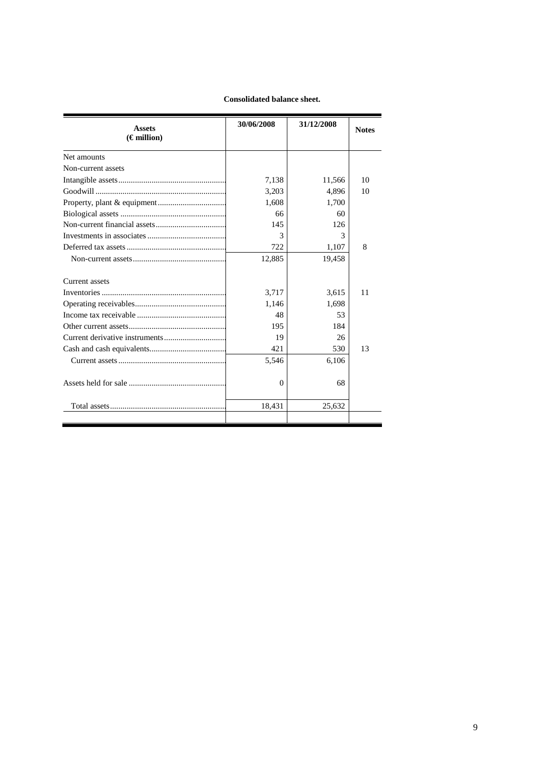**Consolidated balance sheet.**

| Assets (€ million) | 30/06/2008 | 31/12/2008 | Notes |
|---|---|---|---|
| Net amounts | | | |
| Non-current assets | | | |
| Intangible assets | 7,138 | 11,566 | 10 |
| Goodwill | 3,203 | 4,896 | 10 |
| Property, plant & equipment | 1,608 | 1,700 | |
| Biological assets | 66 | 60 | |
| Non-current financial assets | 145 | 126 | |
| Investments in associates | 3 | 3 | |
| Deferred tax assets | 722 | 1,107 | 8 |
| Non-current assets | 12,885 | 19,458 | |
| Current assets | | | |
| Inventories | 3,717 | 3,615 | 11 |
| Operating receivables | 1,146 | 1,698 | |
| Income tax receivable | 48 | 53 | |
| Other current assets | 195 | 184 | |
| Current derivative instruments | 19 | 26 | |
| Cash and cash equivalents | 421 | 530 | 13 |
| Current assets | 5,546 | 6,106 | |
| Assets held for sale | 0 | 68 | |
| Total assets | 18,431 | 25,632 | |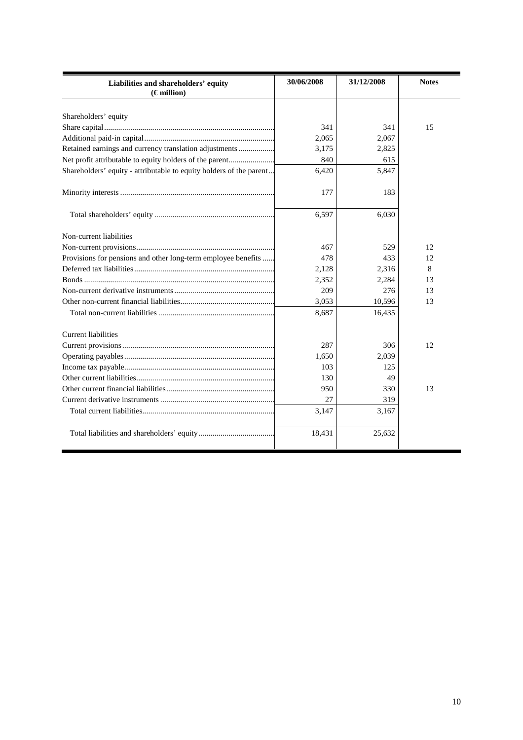| Liabilities and shareholders' equity (€ million) | 30/06/2008 | 31/12/2008 | Notes |
|---|---|---|---|
| Shareholders' equity | | | |
| Share capital | 341 | 341 | 15 |
| Additional paid-in capital | 2,065 | 2,067 | |
| Retained earnings and currency translation adjustments | 3,175 | 2,825 | |
| Net profit attributable to equity holders of the parent | 840 | 615 | |
| Shareholders' equity - attributable to equity holders of the parent | 6,420 | 5,847 | |
| Minority interests | 177 | 183 | |
| Total shareholders' equity | 6,597 | 6,030 | |
| Non-current liabilities | | | |
| Non-current provisions | 467 | 529 | 12 |
| Provisions for pensions and other long-term employee benefits | 478 | 433 | 12 |
| Deferred tax liabilities | 2,128 | 2,316 | 8 |
| Bonds | 2,352 | 2,284 | 13 |
| Non-current derivative instruments | 209 | 276 | 13 |
| Other non-current financial liabilities | 3,053 | 10,596 | 13 |
| Total non-current liabilities | 8,687 | 16,435 | |
| Current liabilities | | | |
| Current provisions | 287 | 306 | 12 |
| Operating payables | 1,650 | 2,039 | |
| Income tax payable | 103 | 125 | |
| Other current liabilities | 130 | 49 | |
| Other current financial liabilities | 950 | 330 | 13 |
| Current derivative instruments | 27 | 319 | |
| Total current liabilities | 3,147 | 3,167 | |
| Total liabilities and shareholders' equity | 18,431 | 25,632 | |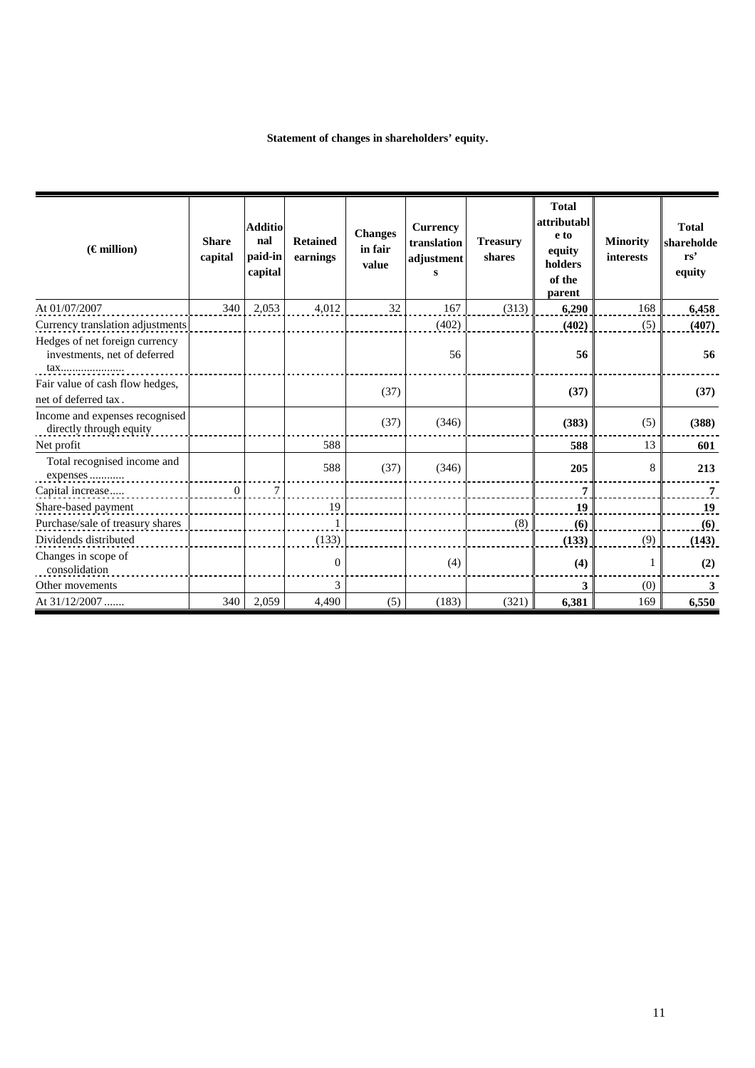**Statement of changes in shareholders' equity.**

| (€ million) | Share capital | Additional paid-in capital | Retained earnings | Changes in fair value | Currency translation adjustments | Treasury shares | Total attributable to equity holders of the parent | Minority interests | Total shareholders' equity |
|---|---|---|---|---|---|---|---|---|---|
| At 01/07/2007 | 340 | 2,053 | 4,012 | 32 | 167 | (313) | **6,290** | 168 | **6,458** |
| Currency translation adjustments | | | | | (402) | | **(402)** | (5) | **(407)** |
| Hedges of net foreign currency investments, net of deferred tax.................... | | | | | 56 | | **56** | | **56** |
| Fair value of cash flow hedges, net of deferred tax . | | | | (37) | | | **(37)** | | **(37)** |
| Income and expenses recognised directly through equity | | | | (37) | (346) | | **(383)** | (5) | **(388)** |
| Net profit | | | 588 | | | | **588** | 13 | **601** |
| Total recognised income and expenses ........... | | | 588 | (37) | (346) | | **205** | 8 | **213** |
| Capital increase..... | 0 | 7 | | | | | **7** | | **7** |
| Share-based payment | | | 19 | | | | **19** | | **19** |
| Purchase/sale of treasury shares | | | 1 | | | (8) | **(6)** | | **(6)** |
| Dividends distributed | | | (133) | | | | **(133)** | (9) | **(143)** |
| Changes in scope of consolidation | | | 0 | | (4) | | **(4)** | 1 | **(2)** |
| Other movements | | | 3 | | | | **3** | (0) | **3** |
| At 31/12/2007 ....... | 340 | 2,059 | 4,490 | (5) | (183) | (321) | **6,381** | 169 | **6,550** |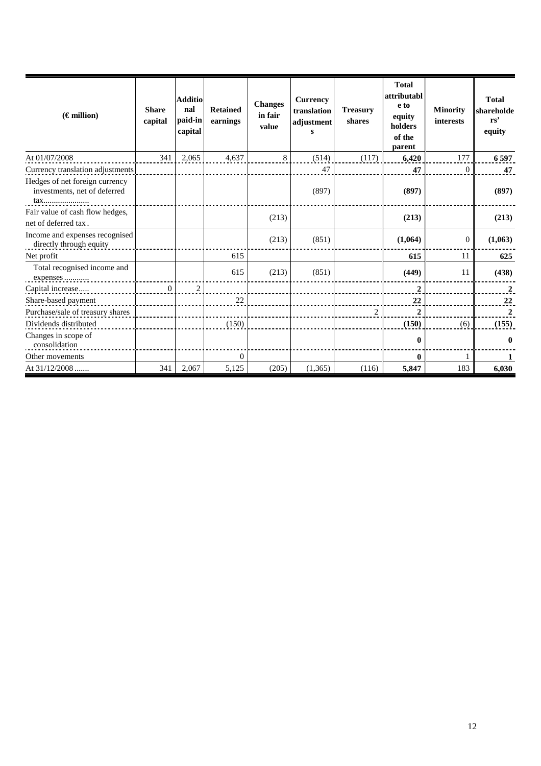| (€ million) | Share capital | Additional paid-in capital | Retained earnings | Changes in fair value | Currency translation adjustments | Treasury shares | Total attributable to equity holders of the parent | Minority interests | Total shareholders' equity |
|---|---|---|---|---|---|---|---|---|---|
| At 01/07/2008 | 341 | 2,065 | 4,637 | 8 | (514) | (117) | **6,420** | 177 | **6 597** |
| Currency translation adjustments | | | | | 47 | | **47** | 0 | **47** |
| Hedges of net foreign currency investments, net of deferred tax.................... | | | | | (897) | | **(897)** | | **(897)** |
| Fair value of cash flow hedges, net of deferred tax . | | | | (213) | | | **(213)** | | **(213)** |
| Income and expenses recognised directly through equity | | | | (213) | (851) | | **(1,064)** | 0 | **(1,063)** |
| Net profit | | | 615 | | | | **615** | 11 | **625** |
| Total recognised income and expenses ........... | | | 615 | (213) | (851) | | **(449)** | 11 | **(438)** |
| Capital increase..... | 0 | 2 | | | | | **2** | | **2** |
| Share-based payment | | | 22 | | | | **22** | | **22** |
| Purchase/sale of treasury shares | | | | | | 2 | **2** | | **2** |
| Dividends distributed | | | (150) | | | | **(150)** | (6) | **(155)** |
| Changes in scope of consolidation | | | | | | | **0** | | **0** |
| Other movements | | | 0 | | | | **0** | 1 | **1** |
| At 31/12/2008 ....... | 341 | 2,067 | 5,125 | (205) | (1,365) | (116) | **5,847** | 183 | **6,030** |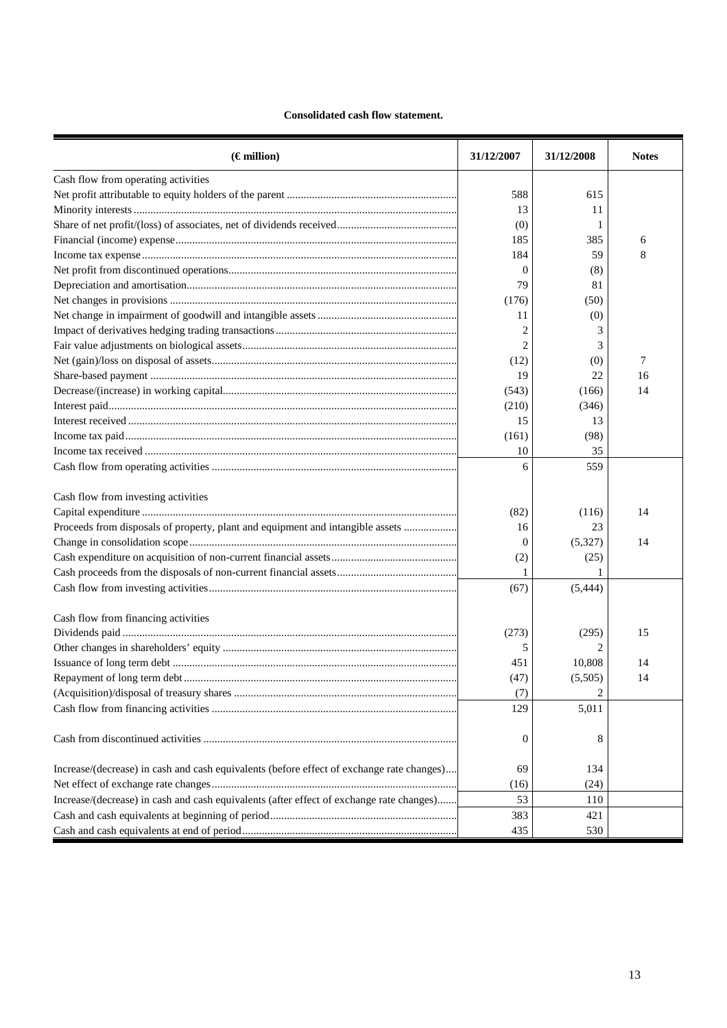**Consolidated cash flow statement.**

| (€ million) | 31/12/2007 | 31/12/2008 | Notes |
|---|---|---|---|
| Cash flow from operating activities | | | |
| Net profit attributable to equity holders of the parent | 588 | 615 | |
| Minority interests | 13 | 11 | |
| Share of net profit/(loss) of associates, net of dividends received | (0) | 1 | |
| Financial (income) expense | 185 | 385 | 6 |
| Income tax expense | 184 | 59 | 8 |
| Net profit from discontinued operations | 0 | (8) | |
| Depreciation and amortisation | 79 | 81 | |
| Net changes in provisions | (176) | (50) | |
| Net change in impairment of goodwill and intangible assets | 11 | (0) | |
| Impact of derivatives hedging trading transactions | 2 | 3 | |
| Fair value adjustments on biological assets | 2 | 3 | |
| Net (gain)/loss on disposal of assets | (12) | (0) | 7 |
| Share-based payment | 19 | 22 | 16 |
| Decrease/(increase) in working capital | (543) | (166) | 14 |
| Interest paid | (210) | (346) | |
| Interest received | 15 | 13 | |
| Income tax paid | (161) | (98) | |
| Income tax received | 10 | 35 | |
| Cash flow from operating activities | 6 | 559 | |
| | | | |
| Cash flow from investing activities | | | |
| Capital expenditure | (82) | (116) | 14 |
| Proceeds from disposals of property, plant and equipment and intangible assets | 16 | 23 | |
| Change in consolidation scope | 0 | (5,327) | 14 |
| Cash expenditure on acquisition of non-current financial assets | (2) | (25) | |
| Cash proceeds from the disposals of non-current financial assets | 1 | 1 | |
| Cash flow from investing activities | (67) | (5,444) | |
| | | | |
| Cash flow from financing activities | | | |
| Dividends paid | (273) | (295) | 15 |
| Other changes in shareholders' equity | 5 | 2 | |
| Issuance of long term debt | 451 | 10,808 | 14 |
| Repayment of long term debt | (47) | (5,505) | 14 |
| (Acquisition)/disposal of treasury shares | (7) | 2 | |
| Cash flow from financing activities | 129 | 5,011 | |
| | | | |
| Cash from discontinued activities | 0 | 8 | |
| | | | |
| Increase/(decrease) in cash and cash equivalents (before effect of exchange rate changes) | 69 | 134 | |
| Net effect of exchange rate changes | (16) | (24) | |
| Increase/(decrease) in cash and cash equivalents (after effect of exchange rate changes) | 53 | 110 | |
| Cash and cash equivalents at beginning of period | 383 | 421 | |
| Cash and cash equivalents at end of period | 435 | 530 | |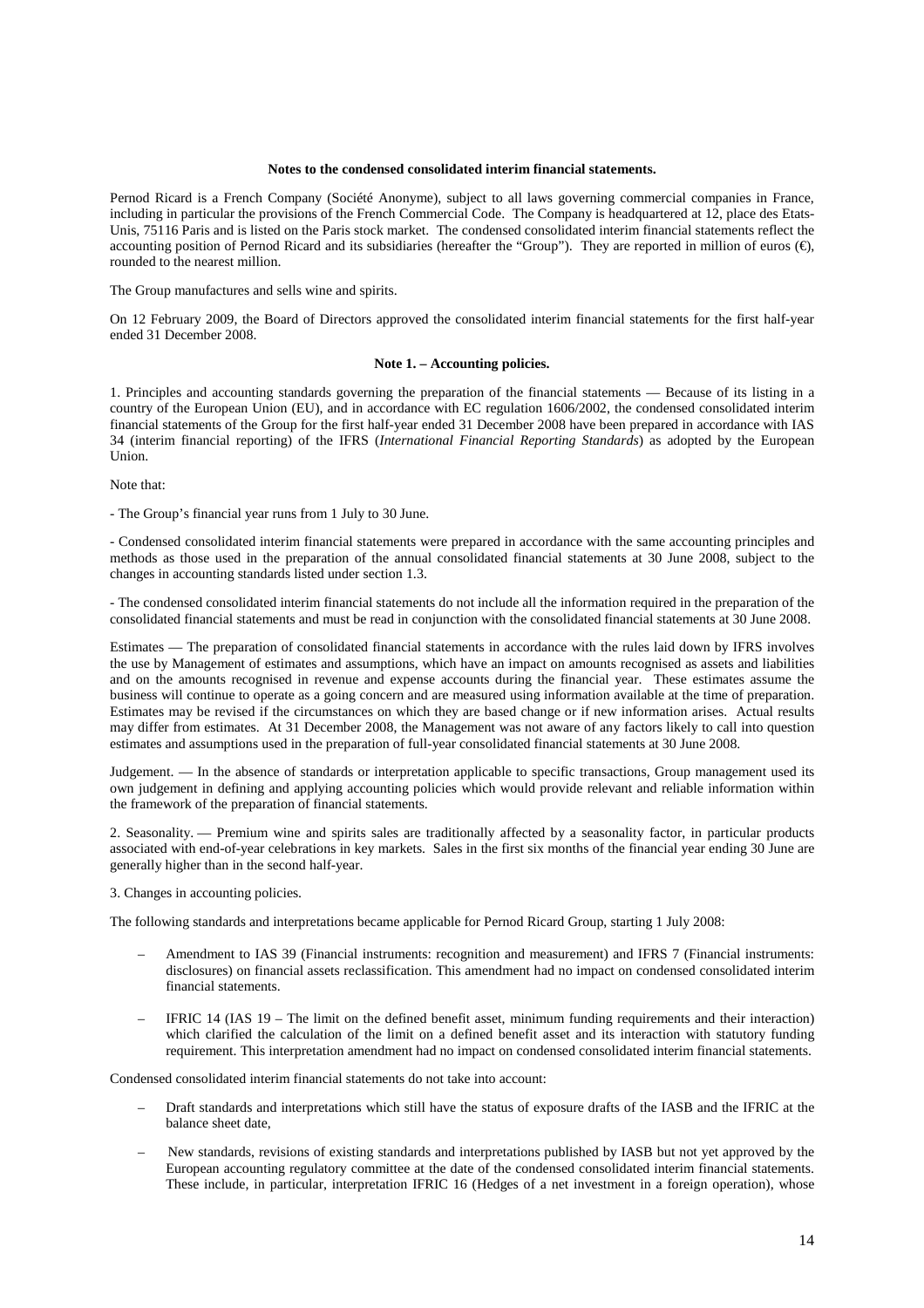## Notes to the condensed consolidated interim financial statements.

Pernod Ricard is a French Company (Société Anonyme), subject to all laws governing commercial companies in France, including in particular the provisions of the French Commercial Code. The Company is headquartered at 12, place des Etats-Unis, 75116 Paris and is listed on the Paris stock market. The condensed consolidated interim financial statements reflect the accounting position of Pernod Ricard and its subsidiaries (hereafter the "Group"). They are reported in million of euros (€), rounded to the nearest million.

The Group manufactures and sells wine and spirits.

On 12 February 2009, the Board of Directors approved the consolidated interim financial statements for the first half-year ended 31 December 2008.

### Note 1. – Accounting policies.

1. Principles and accounting standards governing the preparation of the financial statements — Because of its listing in a country of the European Union (EU), and in accordance with EC regulation 1606/2002, the condensed consolidated interim financial statements of the Group for the first half-year ended 31 December 2008 have been prepared in accordance with IAS 34 (interim financial reporting) of the IFRS (*International Financial Reporting Standards*) as adopted by the European Union.

Note that:

- The Group's financial year runs from 1 July to 30 June.

- Condensed consolidated interim financial statements were prepared in accordance with the same accounting principles and methods as those used in the preparation of the annual consolidated financial statements at 30 June 2008, subject to the changes in accounting standards listed under section 1.3.

- The condensed consolidated interim financial statements do not include all the information required in the preparation of the consolidated financial statements and must be read in conjunction with the consolidated financial statements at 30 June 2008.

Estimates — The preparation of consolidated financial statements in accordance with the rules laid down by IFRS involves the use by Management of estimates and assumptions, which have an impact on amounts recognised as assets and liabilities and on the amounts recognised in revenue and expense accounts during the financial year. These estimates assume the business will continue to operate as a going concern and are measured using information available at the time of preparation. Estimates may be revised if the circumstances on which they are based change or if new information arises. Actual results may differ from estimates. At 31 December 2008, the Management was not aware of any factors likely to call into question estimates and assumptions used in the preparation of full-year consolidated financial statements at 30 June 2008.

Judgement. — In the absence of standards or interpretation applicable to specific transactions, Group management used its own judgement in defining and applying accounting policies which would provide relevant and reliable information within the framework of the preparation of financial statements.

2. Seasonality. — Premium wine and spirits sales are traditionally affected by a seasonality factor, in particular products associated with end-of-year celebrations in key markets. Sales in the first six months of the financial year ending 30 June are generally higher than in the second half-year.

3. Changes in accounting policies.

The following standards and interpretations became applicable for Pernod Ricard Group, starting 1 July 2008:

- Amendment to IAS 39 (Financial instruments: recognition and measurement) and IFRS 7 (Financial instruments: disclosures) on financial assets reclassification. This amendment had no impact on condensed consolidated interim financial statements.

- IFRIC 14 (IAS 19 – The limit on the defined benefit asset, minimum funding requirements and their interaction) which clarified the calculation of the limit on a defined benefit asset and its interaction with statutory funding requirement. This interpretation amendment had no impact on condensed consolidated interim financial statements.

Condensed consolidated interim financial statements do not take into account:

- Draft standards and interpretations which still have the status of exposure drafts of the IASB and the IFRIC at the balance sheet date,

- New standards, revisions of existing standards and interpretations published by IASB but not yet approved by the European accounting regulatory committee at the date of the condensed consolidated interim financial statements. These include, in particular, interpretation IFRIC 16 (Hedges of a net investment in a foreign operation), whose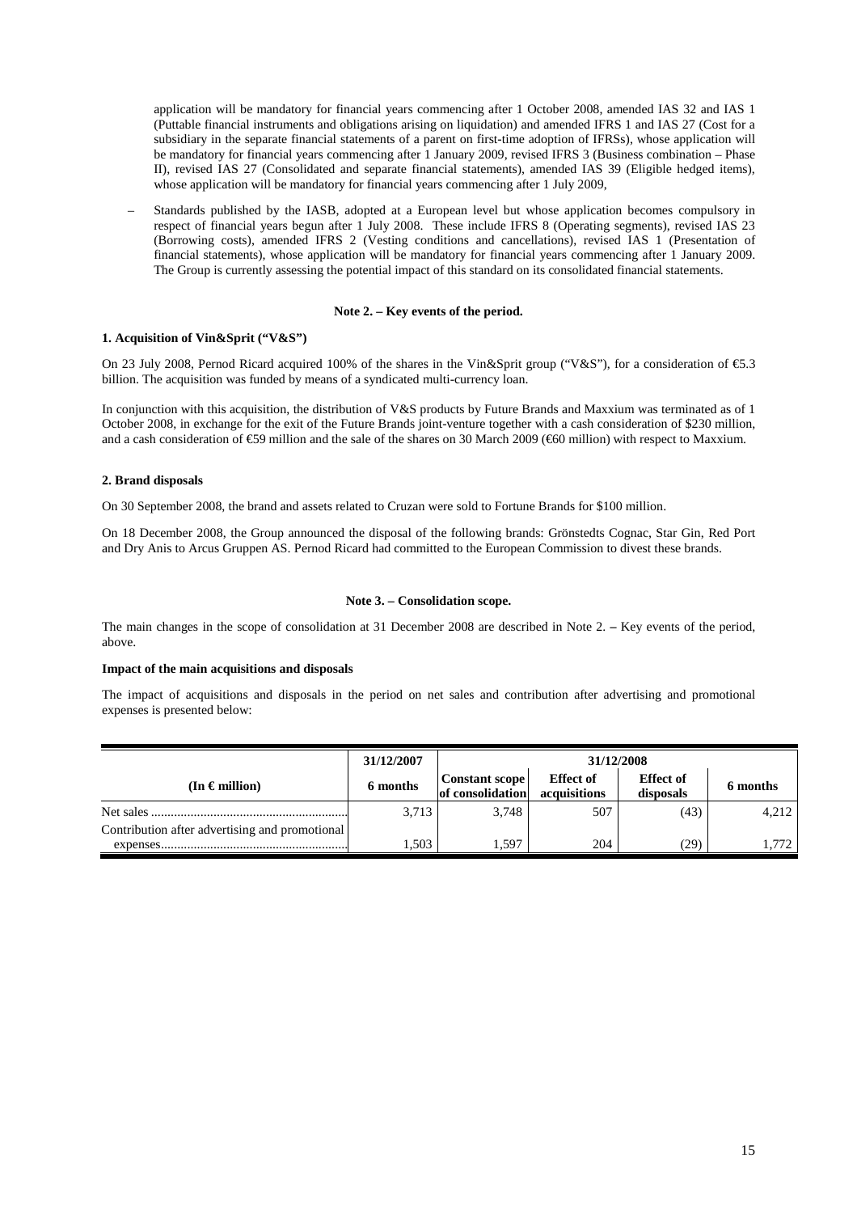application will be mandatory for financial years commencing after 1 October 2008, amended IAS 32 and IAS 1 (Puttable financial instruments and obligations arising on liquidation) and amended IFRS 1 and IAS 27 (Cost for a subsidiary in the separate financial statements of a parent on first-time adoption of IFRSs), whose application will be mandatory for financial years commencing after 1 January 2009, revised IFRS 3 (Business combination – Phase II), revised IAS 27 (Consolidated and separate financial statements), amended IAS 39 (Eligible hedged items), whose application will be mandatory for financial years commencing after 1 July 2009,

– Standards published by the IASB, adopted at a European level but whose application becomes compulsory in respect of financial years begun after 1 July 2008. These include IFRS 8 (Operating segments), revised IAS 23 (Borrowing costs), amended IFRS 2 (Vesting conditions and cancellations), revised IAS 1 (Presentation of financial statements), whose application will be mandatory for financial years commencing after 1 January 2009. The Group is currently assessing the potential impact of this standard on its consolidated financial statements.

## Note 2. – Key events of the period.

### 1. Acquisition of Vin&Sprit ("V&S")

On 23 July 2008, Pernod Ricard acquired 100% of the shares in the Vin&Sprit group ("V&S"), for a consideration of €5.3 billion. The acquisition was funded by means of a syndicated multi-currency loan.

In conjunction with this acquisition, the distribution of V&S products by Future Brands and Maxxium was terminated as of 1 October 2008, in exchange for the exit of the Future Brands joint-venture together with a cash consideration of $230 million, and a cash consideration of €59 million and the sale of the shares on 30 March 2009 (€60 million) with respect to Maxxium.

### 2. Brand disposals

On 30 September 2008, the brand and assets related to Cruzan were sold to Fortune Brands for $100 million.

On 18 December 2008, the Group announced the disposal of the following brands: Grönstedts Cognac, Star Gin, Red Port and Dry Anis to Arcus Gruppen AS. Pernod Ricard had committed to the European Commission to divest these brands.

## Note 3. – Consolidation scope.

The main changes in the scope of consolidation at 31 December 2008 are described in Note 2. – Key events of the period, above.

### Impact of the main acquisitions and disposals

The impact of acquisitions and disposals in the period on net sales and contribution after advertising and promotional expenses is presented below:

| (In € million) | 31/12/2007 | 31/12/2008 | | | |
|---|---|---|---|---|---|
| | 6 months | Constant scope of consolidation | Effect of acquisitions | Effect of disposals | 6 months |
| Net sales | 3,713 | 3,748 | 507 | (43) | 4,212 |
| Contribution after advertising and promotional expenses | 1,503 | 1,597 | 204 | (29) | 1,772 |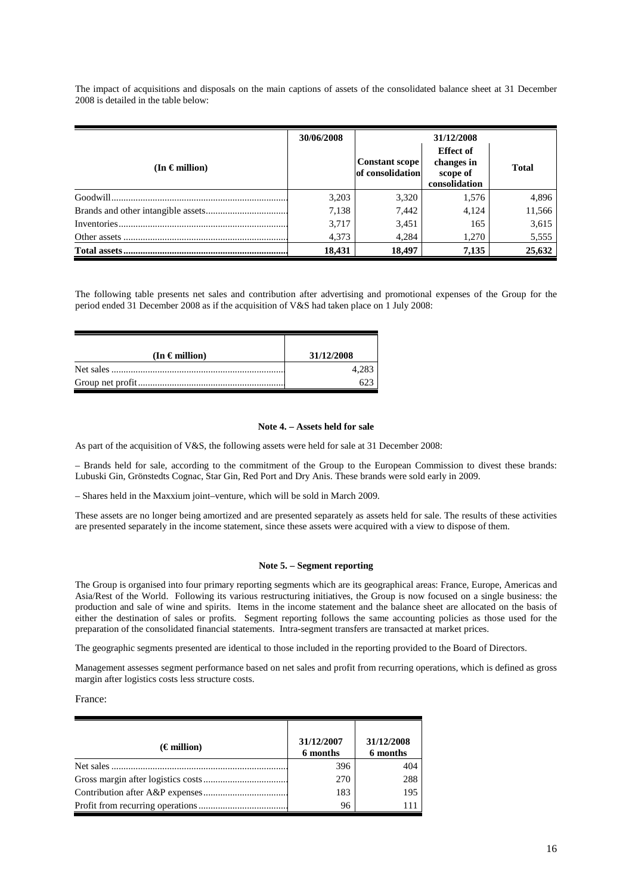The impact of acquisitions and disposals on the main captions of assets of the consolidated balance sheet at 31 December 2008 is detailed in the table below:

| (In € million) | 30/06/2008 | 31/12/2008 | | |
|---|---|---|---|---|
| | | Constant scope of consolidation | Effect of changes in scope of consolidation | Total |
| Goodwill | 3,203 | 3,320 | 1,576 | 4,896 |
| Brands and other intangible assets | 7,138 | 7,442 | 4,124 | 11,566 |
| Inventories | 3,717 | 3,451 | 165 | 3,615 |
| Other assets | 4,373 | 4,284 | 1,270 | 5,555 |
| **Total assets** | **18,431** | **18,497** | **7,135** | **25,632** |

The following table presents net sales and contribution after advertising and promotional expenses of the Group for the period ended 31 December 2008 as if the acquisition of V&S had taken place on 1 July 2008:

| (In € million) | 31/12/2008 |
|---|---|
| Net sales | 4,283 |
| Group net profit | 623 |

#### Note 4. – Assets held for sale

As part of the acquisition of V&S, the following assets were held for sale at 31 December 2008:

– Brands held for sale, according to the commitment of the Group to the European Commission to divest these brands: Lubuski Gin, Grönstedts Cognac, Star Gin, Red Port and Dry Anis. These brands were sold early in 2009.

– Shares held in the Maxxium joint–venture, which will be sold in March 2009.

These assets are no longer being amortized and are presented separately as assets held for sale. The results of these activities are presented separately in the income statement, since these assets were acquired with a view to dispose of them.

#### Note 5. – Segment reporting

The Group is organised into four primary reporting segments which are its geographical areas: France, Europe, Americas and Asia/Rest of the World. Following its various restructuring initiatives, the Group is now focused on a single business: the production and sale of wine and spirits. Items in the income statement and the balance sheet are allocated on the basis of either the destination of sales or profits. Segment reporting follows the same accounting policies as those used for the preparation of the consolidated financial statements. Intra-segment transfers are transacted at market prices.

The geographic segments presented are identical to those included in the reporting provided to the Board of Directors.

Management assesses segment performance based on net sales and profit from recurring operations, which is defined as gross margin after logistics costs less structure costs.

France:

| (€ million) | 31/12/2007 6 months | 31/12/2008 6 months |
|---|---|---|
| Net sales | 396 | 404 |
| Gross margin after logistics costs | 270 | 288 |
| Contribution after A&P expenses | 183 | 195 |
| Profit from recurring operations | 96 | 111 |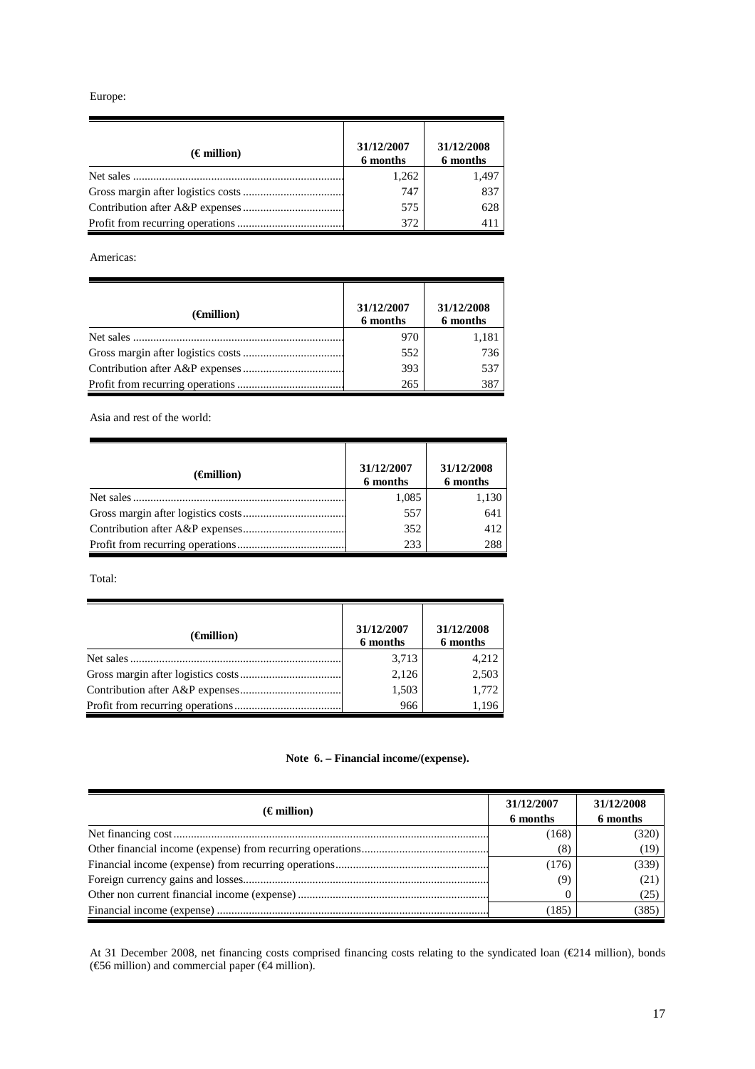Europe:

| (€ million) | 31/12/2007 6 months | 31/12/2008 6 months |
|---|---|---|
| Net sales | 1,262 | 1,497 |
| Gross margin after logistics costs | 747 | 837 |
| Contribution after A&P expenses | 575 | 628 |
| Profit from recurring operations | 372 | 411 |

Americas:

| (€million) | 31/12/2007 6 months | 31/12/2008 6 months |
|---|---|---|
| Net sales | 970 | 1,181 |
| Gross margin after logistics costs | 552 | 736 |
| Contribution after A&P expenses | 393 | 537 |
| Profit from recurring operations | 265 | 387 |

Asia and rest of the world:

| (€million) | 31/12/2007 6 months | 31/12/2008 6 months |
|---|---|---|
| Net sales | 1,085 | 1,130 |
| Gross margin after logistics costs | 557 | 641 |
| Contribution after A&P expenses | 352 | 412 |
| Profit from recurring operations | 233 | 288 |

Total:

| (€million) | 31/12/2007 6 months | 31/12/2008 6 months |
|---|---|---|
| Net sales | 3,713 | 4,212 |
| Gross margin after logistics costs | 2,126 | 2,503 |
| Contribution after A&P expenses | 1,503 | 1,772 |
| Profit from recurring operations | 966 | 1,196 |

**Note 6. – Financial income/(expense).**

| (€ million) | 31/12/2007 6 months | 31/12/2008 6 months |
|---|---|---|
| Net financing cost | (168) | (320) |
| Other financial income (expense) from recurring operations | (8) | (19) |
| Financial income (expense) from recurring operations | (176) | (339) |
| Foreign currency gains and losses | (9) | (21) |
| Other non current financial income (expense) | 0 | (25) |
| Financial income (expense) | (185) | (385) |

At 31 December 2008, net financing costs comprised financing costs relating to the syndicated loan (€214 million), bonds (€56 million) and commercial paper (€4 million).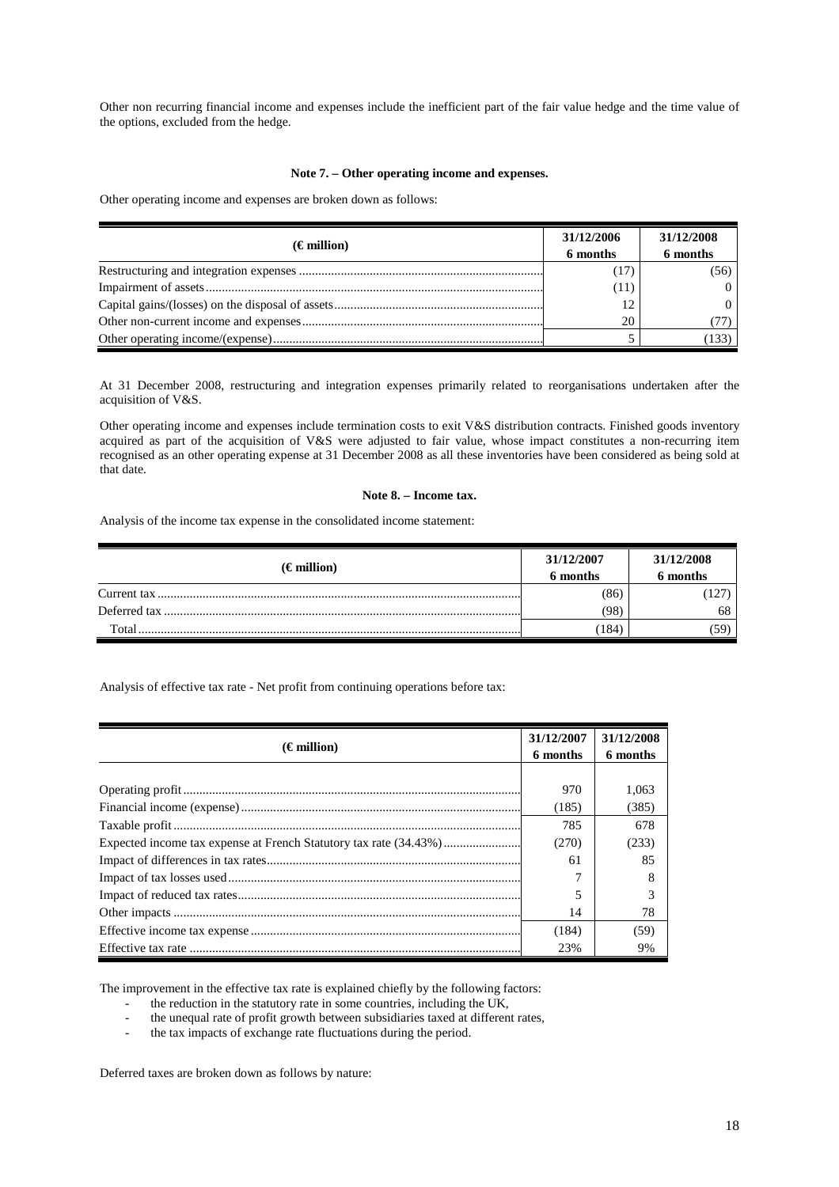Other non recurring financial income and expenses include the inefficient part of the fair value hedge and the time value of the options, excluded from the hedge.

### Note 7. – Other operating income and expenses.

Other operating income and expenses are broken down as follows:

| (€ million) | 31/12/2006 6 months | 31/12/2008 6 months |
|---|---|---|
| Restructuring and integration expenses | (17) | (56) |
| Impairment of assets | (11) | 0 |
| Capital gains/(losses) on the disposal of assets | 12 | 0 |
| Other non-current income and expenses | 20 | (77) |
| Other operating income/(expense) | 5 | (133) |

At 31 December 2008, restructuring and integration expenses primarily related to reorganisations undertaken after the acquisition of V&S.

Other operating income and expenses include termination costs to exit V&S distribution contracts. Finished goods inventory acquired as part of the acquisition of V&S were adjusted to fair value, whose impact constitutes a non-recurring item recognised as an other operating expense at 31 December 2008 as all these inventories have been considered as being sold at that date.

### Note 8. – Income tax.

Analysis of the income tax expense in the consolidated income statement:

| (€ million) | 31/12/2007 6 months | 31/12/2008 6 months |
|---|---|---|
| Current tax | (86) | (127) |
| Deferred tax | (98) | 68 |
| Total | (184) | (59) |

Analysis of effective tax rate - Net profit from continuing operations before tax:

| (€ million) | 31/12/2007 6 months | 31/12/2008 6 months |
|---|---|---|
| Operating profit | 970 | 1,063 |
| Financial income (expense) | (185) | (385) |
| Taxable profit | 785 | 678 |
| Expected income tax expense at French Statutory tax rate (34.43%) | (270) | (233) |
| Impact of differences in tax rates | 61 | 85 |
| Impact of tax losses used | 7 | 8 |
| Impact of reduced tax rates | 5 | 3 |
| Other impacts | 14 | 78 |
| Effective income tax expense | (184) | (59) |
| Effective tax rate | 23% | 9% |

The improvement in the effective tax rate is explained chiefly by the following factors:

- the reduction in the statutory tax rate in some countries, including the UK,
- the unequal rate of profit growth between subsidiaries taxed at different rates,
- the tax impacts of exchange rate fluctuations during the period.

Deferred taxes are broken down as follows by nature: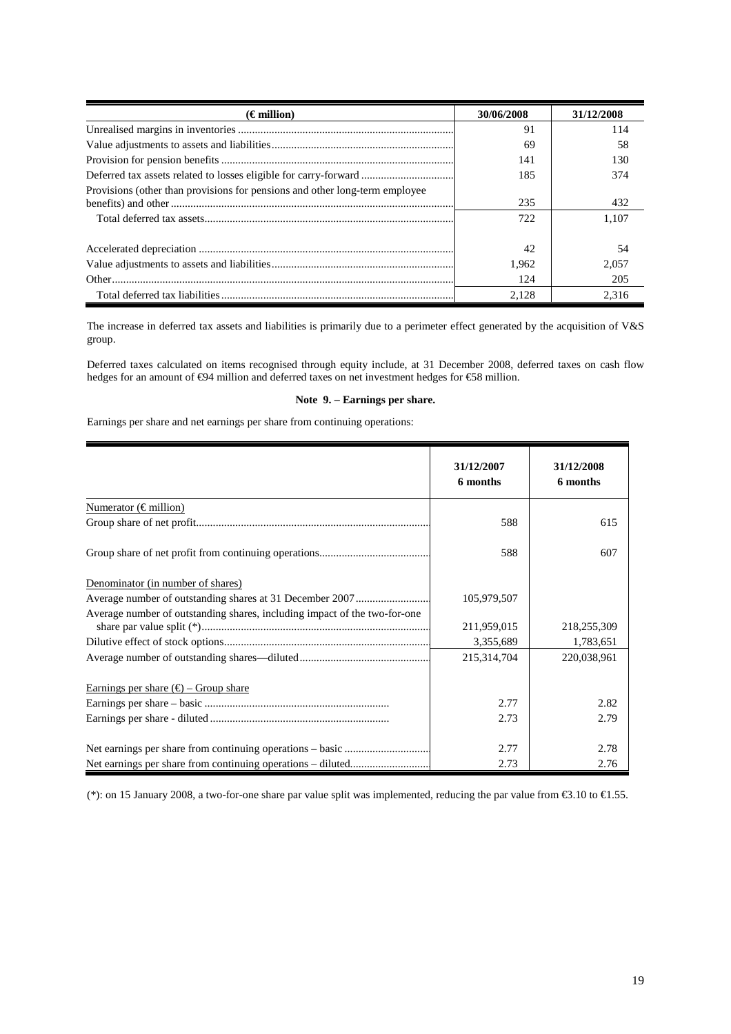| (€ million) | 30/06/2008 | 31/12/2008 |
|---|---|---|
| Unrealised margins in inventories | 91 | 114 |
| Value adjustments to assets and liabilities | 69 | 58 |
| Provision for pension benefits | 141 | 130 |
| Deferred tax assets related to losses eligible for carry-forward | 185 | 374 |
| Provisions (other than provisions for pensions and other long-term employee benefits) and other | 235 | 432 |
| Total deferred tax assets | 722 | 1,107 |
| Accelerated depreciation | 42 | 54 |
| Value adjustments to assets and liabilities | 1,962 | 2,057 |
| Other | 124 | 205 |
| Total deferred tax liabilities | 2,128 | 2,316 |

The increase in deferred tax assets and liabilities is primarily due to a perimeter effect generated by the acquisition of V&S group.

Deferred taxes calculated on items recognised through equity include, at 31 December 2008, deferred taxes on cash flow hedges for an amount of €94 million and deferred taxes on net investment hedges for €58 million.

### Note 9. – Earnings per share.

Earnings per share and net earnings per share from continuing operations:

| | 31/12/2007 6 months | 31/12/2008 6 months |
|---|---|---|
| Numerator (€ million) | | |
| Group share of net profit | 588 | 615 |
| Group share of net profit from continuing operations | 588 | 607 |
| Denominator (in number of shares) | | |
| Average number of outstanding shares at 31 December 2007 | 105,979,507 | |
| Average number of outstanding shares, including impact of the two-for-one share par value split (*) | 211,959,015 | 218,255,309 |
| Dilutive effect of stock options | 3,355,689 | 1,783,651 |
| Average number of outstanding shares—diluted | 215,314,704 | 220,038,961 |
| Earnings per share (€) – Group share | | |
| Earnings per share – basic | 2.77 | 2.82 |
| Earnings per share - diluted | 2.73 | 2.79 |
| Net earnings per share from continuing operations – basic | 2.77 | 2.78 |
| Net earnings per share from continuing operations – diluted | 2.73 | 2.76 |

(*): on 15 January 2008, a two-for-one share par value split was implemented, reducing the par value from €3.10 to €1.55.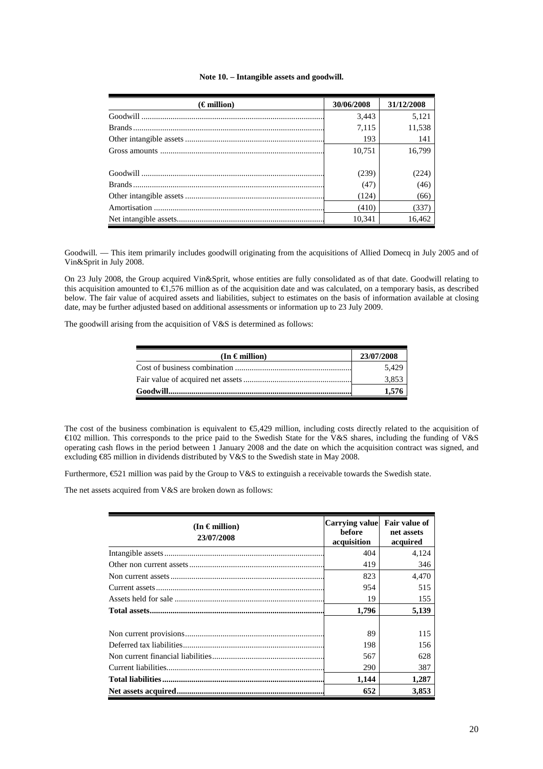**Note 10. – Intangible assets and goodwill.**

| (€ million) | 30/06/2008 | 31/12/2008 |
|---|---|---|
| Goodwill | 3,443 | 5,121 |
| Brands | 7,115 | 11,538 |
| Other intangible assets | 193 | 141 |
| Gross amounts | 10,751 | 16,799 |
| | | |
| Goodwill | (239) | (224) |
| Brands | (47) | (46) |
| Other intangible assets | (124) | (66) |
| Amortisation | (410) | (337) |
| Net intangible assets | 10,341 | 16,462 |

Goodwill. — This item primarily includes goodwill originating from the acquisitions of Allied Domecq in July 2005 and of Vin&Sprit in July 2008.

On 23 July 2008, the Group acquired Vin&Sprit, whose entities are fully consolidated as of that date. Goodwill relating to this acquisition amounted to €1,576 million as of the acquisition date and was calculated, on a temporary basis, as described below. The fair value of acquired assets and liabilities, subject to estimates on the basis of information available at closing date, may be further adjusted based on additional assessments or information up to 23 July 2009.

The goodwill arising from the acquisition of V&S is determined as follows:

| (In € million) | 23/07/2008 |
|---|---|
| Cost of business combination | 5,429 |
| Fair value of acquired net assets | 3,853 |
| **Goodwill** | **1,576** |

The cost of the business combination is equivalent to €5,429 million, including costs directly related to the acquisition of €102 million. This corresponds to the price paid to the Swedish State for the V&S shares, including the funding of V&S operating cash flows in the period between 1 January 2008 and the date on which the acquisition contract was signed, and excluding €85 million in dividends distributed by V&S to the Swedish state in May 2008.

Furthermore, €521 million was paid by the Group to V&S to extinguish a receivable towards the Swedish state.

The net assets acquired from V&S are broken down as follows:

| (In € million) 23/07/2008 | Carrying value before acquisition | Fair value of net assets acquired |
|---|---|---|
| Intangible assets | 404 | 4,124 |
| Other non current assets | 419 | 346 |
| Non current assets | 823 | 4,470 |
| Current assets | 954 | 515 |
| Assets held for sale | 19 | 155 |
| **Total assets** | **1,796** | **5,139** |
| | | |
| Non current provisions | 89 | 115 |
| Deferred tax liabilities | 198 | 156 |
| Non current financial liabilities | 567 | 628 |
| Current liabilities | 290 | 387 |
| **Total liabilities** | **1,144** | **1,287** |
| **Net assets acquired** | **652** | **3,853** |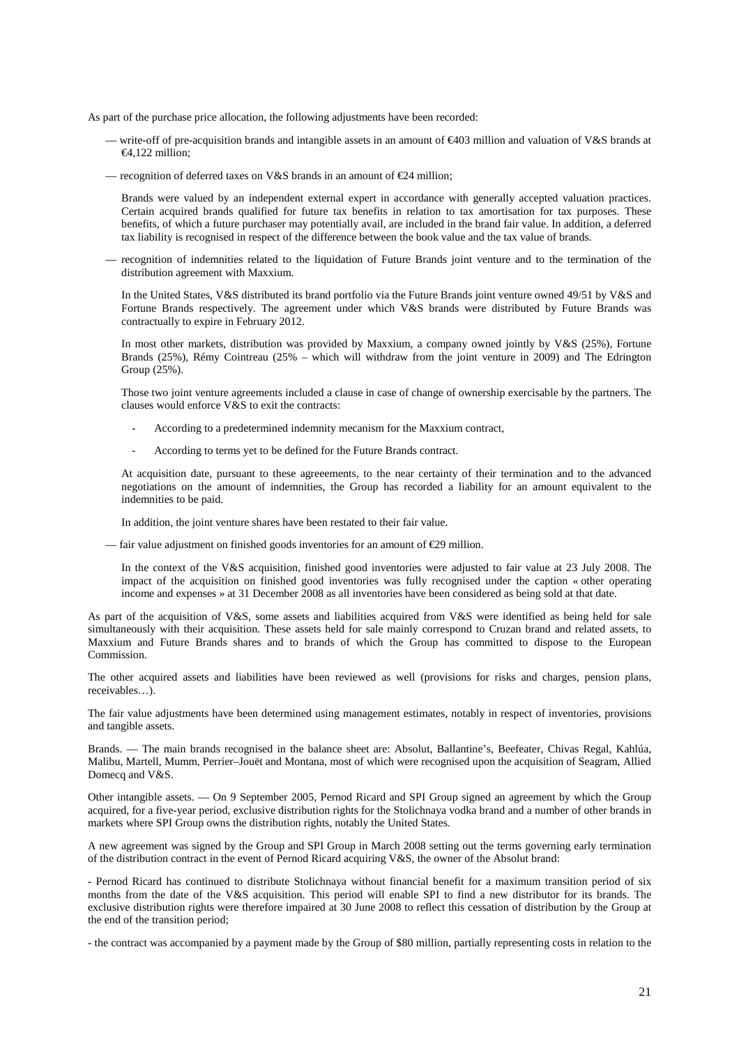As part of the purchase price allocation, the following adjustments have been recorded:

— write-off of pre-acquisition brands and intangible assets in an amount of €403 million and valuation of V&S brands at €4,122 million;

— recognition of deferred taxes on V&S brands in an amount of €24 million;

Brands were valued by an independent external expert in accordance with generally accepted valuation practices. Certain acquired brands qualified for future tax benefits in relation to tax amortisation for tax purposes. These benefits, of which a future purchaser may potentially avail, are included in the brand fair value. In addition, a deferred tax liability is recognised in respect of the difference between the book value and the tax value of brands.

— recognition of indemnities related to the liquidation of Future Brands joint venture and to the termination of the distribution agreement with Maxxium.

In the United States, V&S distributed its brand portfolio via the Future Brands joint venture owned 49/51 by V&S and Fortune Brands respectively. The agreement under which V&S brands were distributed by Future Brands was contractually to expire in February 2012.

In most other markets, distribution was provided by Maxxium, a company owned jointly by V&S (25%), Fortune Brands (25%), Rémy Cointreau (25% – which will withdraw from the joint venture in 2009) and The Edrington Group (25%).

Those two joint venture agreements included a clause in case of change of ownership exercisable by the partners. The clauses would enforce V&S to exit the contracts:

- According to a predetermined indemnity mecanism for the Maxxium contract,
- According to terms yet to be defined for the Future Brands contract.

At acquisition date, pursuant to these agreeements, to the near certainty of their termination and to the advanced negotiations on the amount of indemnities, the Group has recorded a liability for an amount equivalent to the indemnities to be paid.

In addition, the joint venture shares have been restated to their fair value.

— fair value adjustment on finished goods inventories for an amount of €29 million.

In the context of the V&S acquisition, finished good inventories were adjusted to fair value at 23 July 2008. The impact of the acquisition on finished good inventories was fully recognised under the caption « other operating income and expenses » at 31 December 2008 as all inventories have been considered as being sold at that date.

As part of the acquisition of V&S, some assets and liabilities acquired from V&S were identified as being held for sale simultaneously with their acquisition. These assets held for sale mainly correspond to Cruzan brand and related assets, to Maxxium and Future Brands shares and to brands of which the Group has committed to dispose to the European Commission.

The other acquired assets and liabilities have been reviewed as well (provisions for risks and charges, pension plans, receivables…).

The fair value adjustments have been determined using management estimates, notably in respect of inventories, provisions and tangible assets.

Brands. — The main brands recognised in the balance sheet are: Absolut, Ballantine's, Beefeater, Chivas Regal, Kahlúa, Malibu, Martell, Mumm, Perrier–Jouët and Montana, most of which were recognised upon the acquisition of Seagram, Allied Domecq and V&S.

Other intangible assets. — On 9 September 2005, Pernod Ricard and SPI Group signed an agreement by which the Group acquired, for a five-year period, exclusive distribution rights for the Stolichnaya vodka brand and a number of other brands in markets where SPI Group owns the distribution rights, notably the United States.

A new agreement was signed by the Group and SPI Group in March 2008 setting out the terms governing early termination of the distribution contract in the event of Pernod Ricard acquiring V&S, the owner of the Absolut brand:

- Pernod Ricard has continued to distribute Stolichnaya without financial benefit for a maximum transition period of six months from the date of the V&S acquisition. This period will enable SPI to find a new distributor for its brands. The exclusive distribution rights were therefore impaired at 30 June 2008 to reflect this cessation of distribution by the Group at the end of the transition period;

- the contract was accompanied by a payment made by the Group of $80 million, partially representing costs in relation to the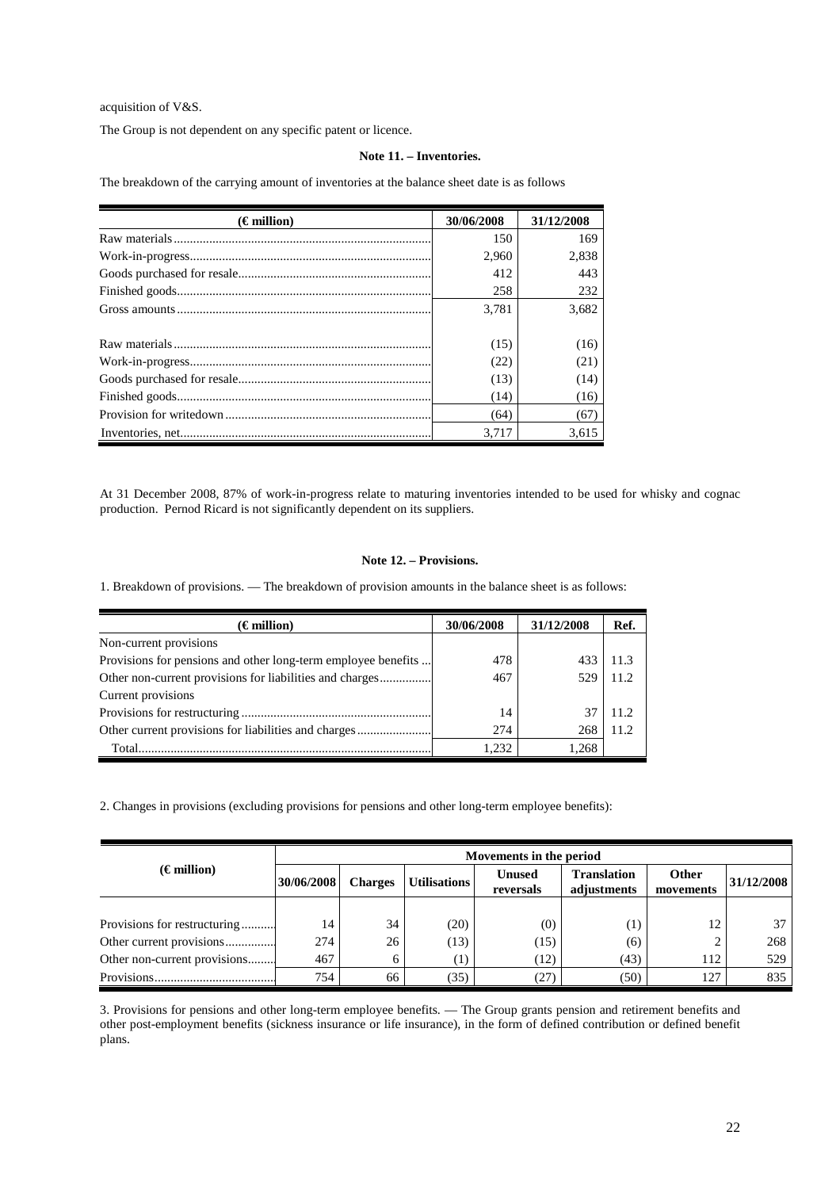acquisition of V&S.

The Group is not dependent on any specific patent or licence.

**Note 11. – Inventories.**

The breakdown of the carrying amount of inventories at the balance sheet date is as follows

| (€ million) | 30/06/2008 | 31/12/2008 |
|---|---|---|
| Raw materials | 150 | 169 |
| Work-in-progress | 2,960 | 2,838 |
| Goods purchased for resale | 412 | 443 |
| Finished goods | 258 | 232 |
| Gross amounts | 3,781 | 3,682 |
| | | |
| Raw materials | (15) | (16) |
| Work-in-progress | (22) | (21) |
| Goods purchased for resale | (13) | (14) |
| Finished goods | (14) | (16) |
| Provision for writedown | (64) | (67) |
| Inventories, net | 3,717 | 3,615 |

At 31 December 2008, 87% of work-in-progress relate to maturing inventories intended to be used for whisky and cognac production. Pernod Ricard is not significantly dependent on its suppliers.

**Note 12. – Provisions.**

1. Breakdown of provisions. — The breakdown of provision amounts in the balance sheet is as follows:

| (€ million) | 30/06/2008 | 31/12/2008 | Ref. |
|---|---|---|---|
| Non-current provisions | | | |
| Provisions for pensions and other long-term employee benefits | 478 | 433 | 11.3 |
| Other non-current provisions for liabilities and charges | 467 | 529 | 11.2 |
| Current provisions | | | |
| Provisions for restructuring | 14 | 37 | 11.2 |
| Other current provisions for liabilities and charges | 274 | 268 | 11.2 |
| Total | 1,232 | 1,268 | |

2. Changes in provisions (excluding provisions for pensions and other long-term employee benefits):

| (€ million) | Movements in the period | | | | | | |
|---|---|---|---|---|---|---|---|
| | 30/06/2008 | Charges | Utilisations | Unused reversals | Translation adjustments | Other movements | 31/12/2008 |
| Provisions for restructuring | 14 | 34 | (20) | (0) | (1) | 12 | 37 |
| Other current provisions | 274 | 26 | (13) | (15) | (6) | 2 | 268 |
| Other non-current provisions | 467 | 6 | (1) | (12) | (43) | 112 | 529 |
| Provisions | 754 | 66 | (35) | (27) | (50) | 127 | 835 |

3. Provisions for pensions and other long-term employee benefits. — The Group grants pension and retirement benefits and other post-employment benefits (sickness insurance or life insurance), in the form of defined contribution or defined benefit plans.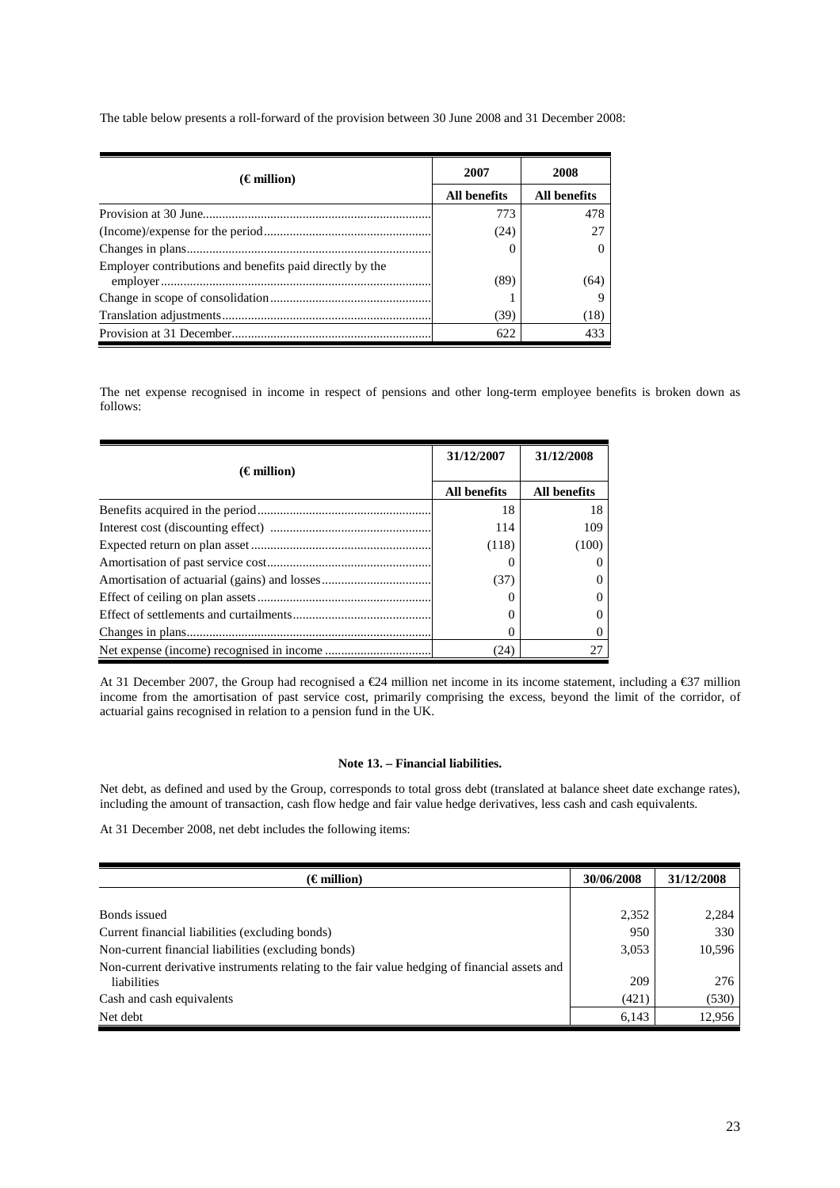The table below presents a roll-forward of the provision between 30 June 2008 and 31 December 2008:

| (€ million) | 2007 | 2008 |
|---|---|---|
| | All benefits | All benefits |
| Provision at 30 June | 773 | 478 |
| (Income)/expense for the period | (24) | 27 |
| Changes in plans | 0 | 0 |
| Employer contributions and benefits paid directly by the employer | (89) | (64) |
| Change in scope of consolidation | 1 | 9 |
| Translation adjustments | (39) | (18) |
| Provision at 31 December | 622 | 433 |

The net expense recognised in income in respect of pensions and other long-term employee benefits is broken down as follows:

| (€ million) | 31/12/2007 | 31/12/2008 |
|---|---|---|
| | All benefits | All benefits |
| Benefits acquired in the period | 18 | 18 |
| Interest cost (discounting effect) | 114 | 109 |
| Expected return on plan asset | (118) | (100) |
| Amortisation of past service cost | 0 | 0 |
| Amortisation of actuarial (gains) and losses | (37) | 0 |
| Effect of ceiling on plan assets | 0 | 0 |
| Effect of settlements and curtailments | 0 | 0 |
| Changes in plans | 0 | 0 |
| Net expense (income) recognised in income | (24) | 27 |

At 31 December 2007, the Group had recognised a €24 million net income in its income statement, including a €37 million income from the amortisation of past service cost, primarily comprising the excess, beyond the limit of the corridor, of actuarial gains recognised in relation to a pension fund in the UK.

## Note 13. – Financial liabilities.

Net debt, as defined and used by the Group, corresponds to total gross debt (translated at balance sheet date exchange rates), including the amount of transaction, cash flow hedge and fair value hedge derivatives, less cash and cash equivalents.

At 31 December 2008, net debt includes the following items:

| (€ million) | 30/06/2008 | 31/12/2008 |
|---|---|---|
| Bonds issued | 2,352 | 2,284 |
| Current financial liabilities (excluding bonds) | 950 | 330 |
| Non-current financial liabilities (excluding bonds) | 3,053 | 10,596 |
| Non-current derivative instruments relating to the fair value hedging of financial assets and liabilities | 209 | 276 |
| Cash and cash equivalents | (421) | (530) |
| Net debt | 6,143 | 12,956 |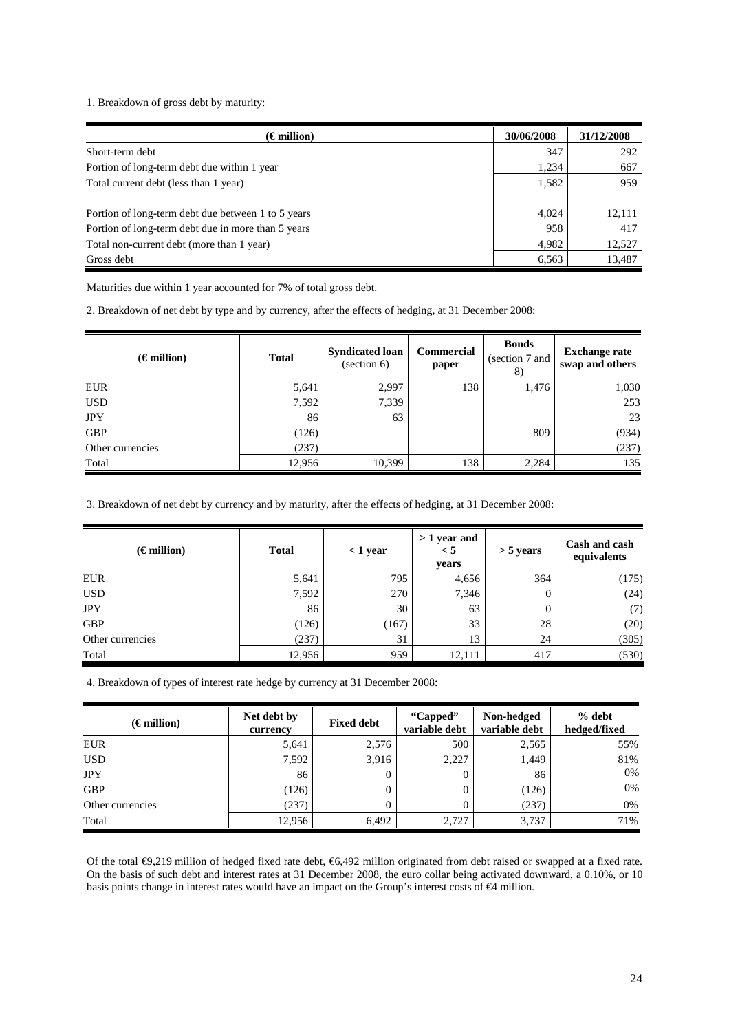1. Breakdown of gross debt by maturity:

| (€ million) | 30/06/2008 | 31/12/2008 |
|---|---|---|
| Short-term debt | 347 | 292 |
| Portion of long-term debt due within 1 year | 1,234 | 667 |
| Total current debt (less than 1 year) | 1,582 | 959 |
| | | |
| Portion of long-term debt due between 1 to 5 years | 4,024 | 12,111 |
| Portion of long-term debt due in more than 5 years | 958 | 417 |
| Total non-current debt (more than 1 year) | 4,982 | 12,527 |
| Gross debt | 6,563 | 13,487 |

Maturities due within 1 year accounted for 7% of total gross debt.

2. Breakdown of net debt by type and by currency, after the effects of hedging, at 31 December 2008:

| (€ million) | Total | Syndicated loan (section 6) | Commercial paper | Bonds (section 7 and 8) | Exchange rate swap and others |
|---|---|---|---|---|---|
| EUR | 5,641 | 2,997 | 138 | 1,476 | 1,030 |
| USD | 7,592 | 7,339 | | | 253 |
| JPY | 86 | 63 | | | 23 |
| GBP | (126) | | | 809 | (934) |
| Other currencies | (237) | | | | (237) |
| Total | 12,956 | 10,399 | 138 | 2,284 | 135 |

3. Breakdown of net debt by currency and by maturity, after the effects of hedging, at 31 December 2008:

| (€ million) | Total | < 1 year | > 1 year and < 5 years | > 5 years | Cash and cash equivalents |
|---|---|---|---|---|---|
| EUR | 5,641 | 795 | 4,656 | 364 | (175) |
| USD | 7,592 | 270 | 7,346 | 0 | (24) |
| JPY | 86 | 30 | 63 | 0 | (7) |
| GBP | (126) | (167) | 33 | 28 | (20) |
| Other currencies | (237) | 31 | 13 | 24 | (305) |
| Total | 12,956 | 959 | 12,111 | 417 | (530) |

4. Breakdown of types of interest rate hedge by currency at 31 December 2008:

| (€ million) | Net debt by currency | Fixed debt | "Capped" variable debt | Non-hedged variable debt | % debt hedged/fixed |
|---|---|---|---|---|---|
| EUR | 5,641 | 2,576 | 500 | 2,565 | 55% |
| USD | 7,592 | 3,916 | 2,227 | 1,449 | 81% |
| JPY | 86 | 0 | 0 | 86 | 0% |
| GBP | (126) | 0 | 0 | (126) | 0% |
| Other currencies | (237) | 0 | 0 | (237) | 0% |
| Total | 12,956 | 6,492 | 2,727 | 3,737 | 71% |

Of the total €9,219 million of hedged fixed rate debt, €6,492 million originated from debt raised or swapped at a fixed rate. On the basis of such debt and interest rates at 31 December 2008, the euro collar being activated downward, a 0.10%, or 10 basis points change in interest rates would have an impact on the Group's interest costs of €4 million.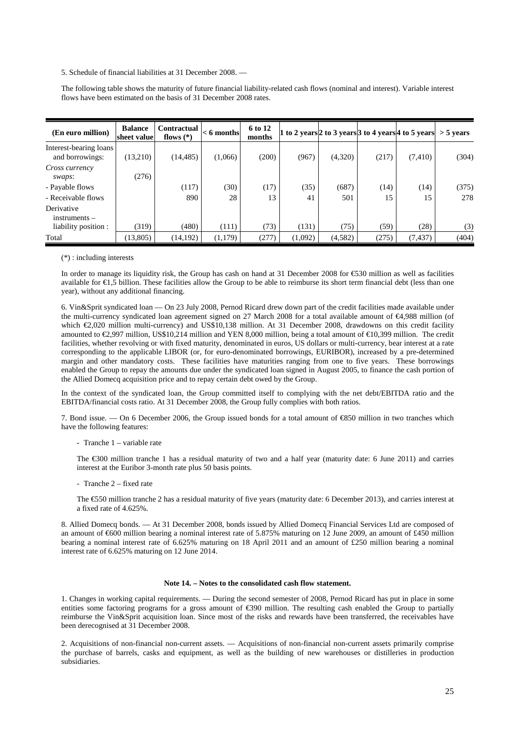5. Schedule of financial liabilities at 31 December 2008. —

The following table shows the maturity of future financial liability-related cash flows (nominal and interest). Variable interest flows have been estimated on the basis of 31 December 2008 rates.

| (En euro million) | Balance sheet value | Contractual flows (*) | < 6 months | 6 to 12 months | 1 to 2 years | 2 to 3 years | 3 to 4 years | 4 to 5 years | > 5 years |
|---|---|---|---|---|---|---|---|---|---|
| Interest-bearing loans and borrowings: | (13,210) | (14,485) | (1,066) | (200) | (967) | (4,320) | (217) | (7,410) | (304) |
| *Cross currency swaps*: | (276) | | | | | | | | |
| - Payable flows | | (117) | (30) | (17) | (35) | (687) | (14) | (14) | (375) |
| - Receivable flows | | 890 | 28 | 13 | 41 | 501 | 15 | 15 | 278 |
| Derivative instruments – liability position : | (319) | (480) | (111) | (73) | (131) | (75) | (59) | (28) | (3) |
| Total | (13,805) | (14,192) | (1,179) | (277) | (1,092) | (4,582) | (275) | (7,437) | (404) |

(*) : including interests

In order to manage its liquidity risk, the Group has cash on hand at 31 December 2008 for €530 million as well as facilities available for €1,5 billion. These facilities allow the Group to be able to reimburse its short term financial debt (less than one year), without any additional financing.

6. Vin&Sprit syndicated loan — On 23 July 2008, Pernod Ricard drew down part of the credit facilities made available under the multi-currency syndicated loan agreement signed on 27 March 2008 for a total available amount of €4,988 million (of which €2,020 million multi-currency) and US$10,138 million. At 31 December 2008, drawdowns on this credit facility amounted to €2,997 million, US$10,214 million and YEN 8,000 million, being a total amount of €10,399 million. The credit facilities, whether revolving or with fixed maturity, denominated in euros, US dollars or multi-currency, bear interest at a rate corresponding to the applicable LIBOR (or, for euro-denominated borrowings, EURIBOR), increased by a pre-determined margin and other mandatory costs. These facilities have maturities ranging from one to five years. These borrowings enabled the Group to repay the amounts due under the syndicated loan signed in August 2005, to finance the cash portion of the Allied Domecq acquisition price and to repay certain debt owed by the Group.

In the context of the syndicated loan, the Group committed itself to complying with the net debt/EBITDA ratio and the EBITDA/financial costs ratio. At 31 December 2008, the Group fully complies with both ratios.

7. Bond issue. — On 6 December 2006, the Group issued bonds for a total amount of €850 million in two tranches which have the following features:

- Tranche 1 – variable rate

The €300 million tranche 1 has a residual maturity of two and a half year (maturity date: 6 June 2011) and carries interest at the Euribor 3-month rate plus 50 basis points.

- Tranche 2 – fixed rate

The €550 million tranche 2 has a residual maturity of five years (maturity date: 6 December 2013), and carries interest at a fixed rate of 4.625%.

8. Allied Domecq bonds. — At 31 December 2008, bonds issued by Allied Domecq Financial Services Ltd are composed of an amount of €600 million bearing a nominal interest rate of 5.875% maturing on 12 June 2009, an amount of £450 million bearing a nominal interest rate of 6.625% maturing on 18 April 2011 and an amount of £250 million bearing a nominal interest rate of 6.625% maturing on 12 June 2014.

**Note 14. – Notes to the consolidated cash flow statement.**

1. Changes in working capital requirements. — During the second semester of 2008, Pernod Ricard has put in place in some entities some factoring programs for a gross amount of €390 million. The resulting cash enabled the Group to partially reimburse the Vin&Sprit acquisition loan. Since most of the risks and rewards have been transferred, the receivables have been derecognised at 31 December 2008.

2. Acquisitions of non-financial non-current assets. — Acquisitions of non-financial non-current assets primarily comprise the purchase of barrels, casks and equipment, as well as the building of new warehouses or distilleries in production subsidiaries.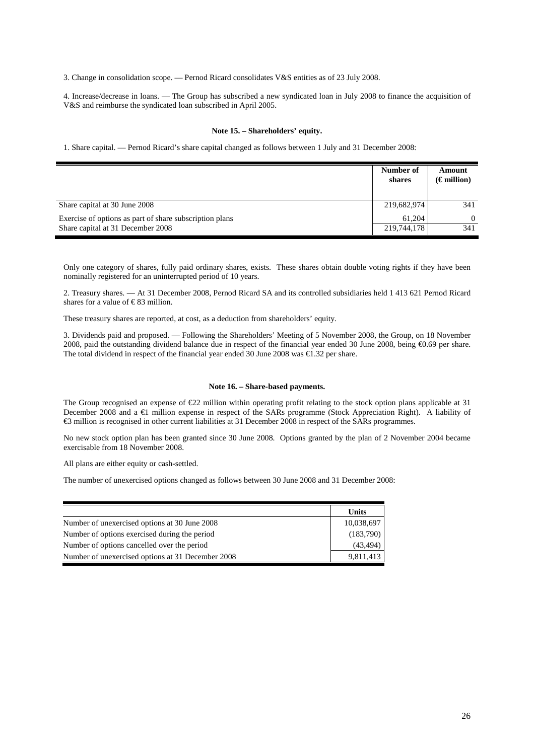3. Change in consolidation scope. — Pernod Ricard consolidates V&S entities as of 23 July 2008.

4. Increase/decrease in loans. — The Group has subscribed a new syndicated loan in July 2008 to finance the acquisition of V&S and reimburse the syndicated loan subscribed in April 2005.

### Note 15. – Shareholders' equity.

1. Share capital. — Pernod Ricard's share capital changed as follows between 1 July and 31 December 2008:

| | Number of shares | Amount (€ million) |
|---|---|---|
| Share capital at 30 June 2008 | 219,682,974 | 341 |
| Exercise of options as part of share subscription plans | 61,204 | 0 |
| Share capital at 31 December 2008 | 219,744,178 | 341 |

Only one category of shares, fully paid ordinary shares, exists. These shares obtain double voting rights if they have been nominally registered for an uninterrupted period of 10 years.

2. Treasury shares. — At 31 December 2008, Pernod Ricard SA and its controlled subsidiaries held 1 413 621 Pernod Ricard shares for a value of € 83 million.

These treasury shares are reported, at cost, as a deduction from shareholders' equity.

3. Dividends paid and proposed. — Following the Shareholders' Meeting of 5 November 2008, the Group, on 18 November 2008, paid the outstanding dividend balance due in respect of the financial year ended 30 June 2008, being €0.69 per share. The total dividend in respect of the financial year ended 30 June 2008 was €1.32 per share.

### Note 16. – Share-based payments.

The Group recognised an expense of €22 million within operating profit relating to the stock option plans applicable at 31 December 2008 and a €1 million expense in respect of the SARs programme (Stock Appreciation Right). A liability of €3 million is recognised in other current liabilities at 31 December 2008 in respect of the SARs programmes.

No new stock option plan has been granted since 30 June 2008. Options granted by the plan of 2 November 2004 became exercisable from 18 November 2008.

All plans are either equity or cash-settled.

The number of unexercised options changed as follows between 30 June 2008 and 31 December 2008:

| | Units |
|---|---|
| Number of unexercised options at 30 June 2008 | 10,038,697 |
| Number of options exercised during the period | (183,790) |
| Number of options cancelled over the period | (43,494) |
| Number of unexercised options at 31 December 2008 | 9,811,413 |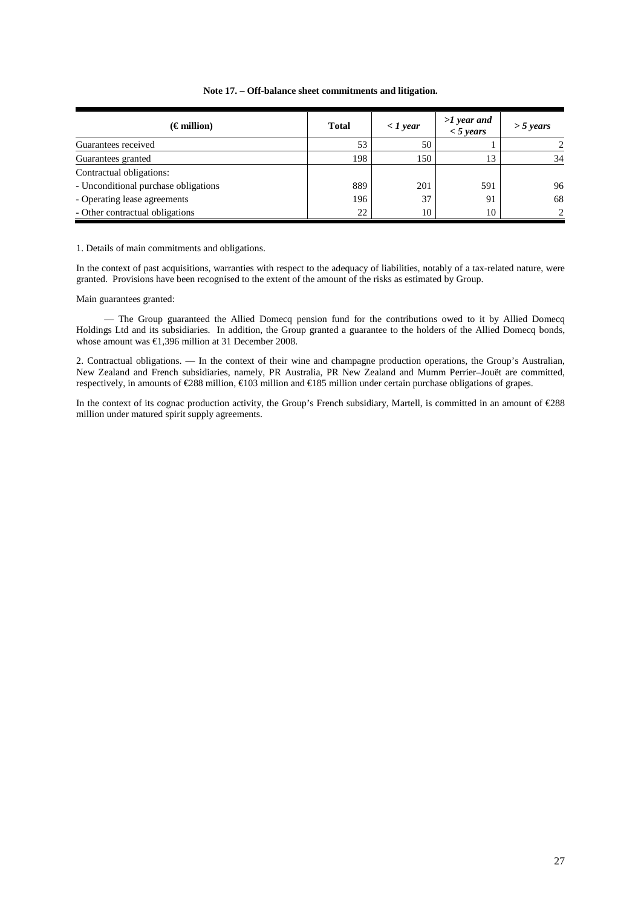**Note 17. – Off-balance sheet commitments and litigation.**

| (€ million) | Total | *< 1 year* | *>1 year and < 5 years* | *> 5 years* |
|---|---|---|---|---|
| Guarantees received | 53 | 50 | 1 | 2 |
| Guarantees granted | 198 | 150 | 13 | 34 |
| Contractual obligations: | | | | |
| - Unconditional purchase obligations | 889 | 201 | 591 | 96 |
| - Operating lease agreements | 196 | 37 | 91 | 68 |
| - Other contractual obligations | 22 | 10 | 10 | 2 |

1. Details of main commitments and obligations.

In the context of past acquisitions, warranties with respect to the adequacy of liabilities, notably of a tax-related nature, were granted. Provisions have been recognised to the extent of the amount of the risks as estimated by Group.

Main guarantees granted:

— The Group guaranteed the Allied Domecq pension fund for the contributions owed to it by Allied Domecq Holdings Ltd and its subsidiaries. In addition, the Group granted a guarantee to the holders of the Allied Domecq bonds, whose amount was €1,396 million at 31 December 2008.

2. Contractual obligations. — In the context of their wine and champagne production operations, the Group's Australian, New Zealand and French subsidiaries, namely, PR Australia, PR New Zealand and Mumm Perrier–Jouët are committed, respectively, in amounts of €288 million, €103 million and €185 million under certain purchase obligations of grapes.

In the context of its cognac production activity, the Group's French subsidiary, Martell, is committed in an amount of €288 million under matured spirit supply agreements.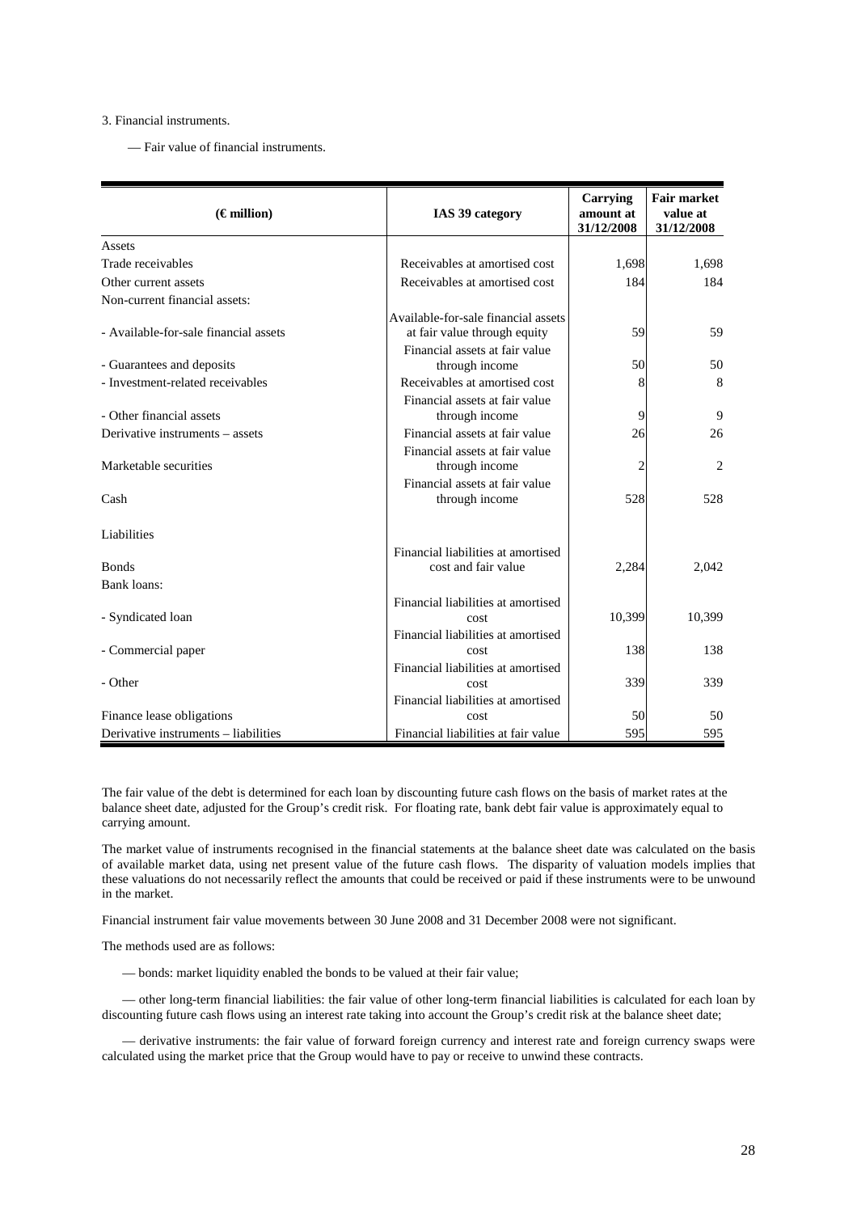3. Financial instruments.

— Fair value of financial instruments.

| (€ million) | IAS 39 category | Carrying amount at 31/12/2008 | Fair market value at 31/12/2008 |
|---|---|---|---|
| Assets | | | |
| Trade receivables | Receivables at amortised cost | 1,698 | 1,698 |
| Other current assets | Receivables at amortised cost | 184 | 184 |
| Non-current financial assets: | | | |
| - Available-for-sale financial assets | Available-for-sale financial assets at fair value through equity | 59 | 59 |
| - Guarantees and deposits | Financial assets at fair value through income | 50 | 50 |
| - Investment-related receivables | Receivables at amortised cost | 8 | 8 |
| - Other financial assets | Financial assets at fair value through income | 9 | 9 |
| Derivative instruments – assets | Financial assets at fair value | 26 | 26 |
| Marketable securities | Financial assets at fair value through income | 2 | 2 |
| Cash | Financial assets at fair value through income | 528 | 528 |
| Liabilities | | | |
| Bonds | Financial liabilities at amortised cost and fair value | 2,284 | 2,042 |
| Bank loans: | | | |
| - Syndicated loan | Financial liabilities at amortised cost | 10,399 | 10,399 |
| - Commercial paper | Financial liabilities at amortised cost | 138 | 138 |
| - Other | Financial liabilities at amortised cost | 339 | 339 |
| Finance lease obligations | Financial liabilities at amortised cost | 50 | 50 |
| Derivative instruments – liabilities | Financial liabilities at fair value | 595 | 595 |

The fair value of the debt is determined for each loan by discounting future cash flows on the basis of market rates at the balance sheet date, adjusted for the Group's credit risk. For floating rate, bank debt fair value is approximately equal to carrying amount.

The market value of instruments recognised in the financial statements at the balance sheet date was calculated on the basis of available market data, using net present value of the future cash flows. The disparity of valuation models implies that these valuations do not necessarily reflect the amounts that could be received or paid if these instruments were to be unwound in the market.

Financial instrument fair value movements between 30 June 2008 and 31 December 2008 were not significant.

The methods used are as follows:

— bonds: market liquidity enabled the bonds to be valued at their fair value;

— other long-term financial liabilities: the fair value of other long-term financial liabilities is calculated for each loan by discounting future cash flows using an interest rate taking into account the Group's credit risk at the balance sheet date;

— derivative instruments: the fair value of forward foreign currency and interest rate and foreign currency swaps were calculated using the market price that the Group would have to pay or receive to unwind these contracts.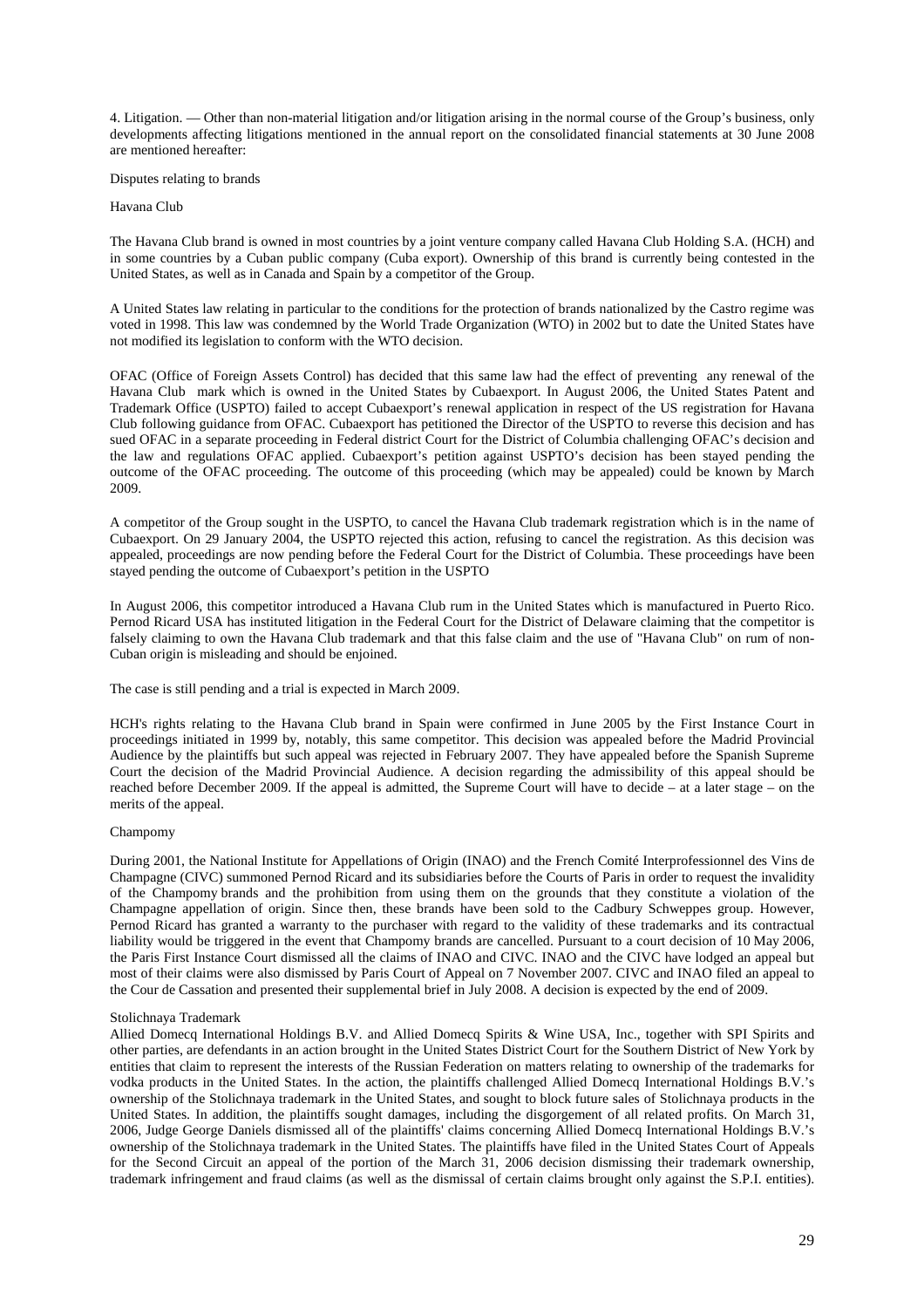4. Litigation. — Other than non-material litigation and/or litigation arising in the normal course of the Group's business, only developments affecting litigations mentioned in the annual report on the consolidated financial statements at 30 June 2008 are mentioned hereafter:

Disputes relating to brands

Havana Club

The Havana Club brand is owned in most countries by a joint venture company called Havana Club Holding S.A. (HCH) and in some countries by a Cuban public company (Cuba export). Ownership of this brand is currently being contested in the United States, as well as in Canada and Spain by a competitor of the Group.

A United States law relating in particular to the conditions for the protection of brands nationalized by the Castro regime was voted in 1998. This law was condemned by the World Trade Organization (WTO) in 2002 but to date the United States have not modified its legislation to conform with the WTO decision.

OFAC (Office of Foreign Assets Control) has decided that this same law had the effect of preventing any renewal of the Havana Club mark which is owned in the United States by Cubaexport. In August 2006, the United States Patent and Trademark Office (USPTO) failed to accept Cubaexport's renewal application in respect of the US registration for Havana Club following guidance from OFAC. Cubaexport has petitioned the Director of the USPTO to reverse this decision and has sued OFAC in a separate proceeding in Federal district Court for the District of Columbia challenging OFAC's decision and the law and regulations OFAC applied. Cubaexport's petition against USPTO's decision has been stayed pending the outcome of the OFAC proceeding. The outcome of this proceeding (which may be appealed) could be known by March 2009.

A competitor of the Group sought in the USPTO, to cancel the Havana Club trademark registration which is in the name of Cubaexport. On 29 January 2004, the USPTO rejected this action, refusing to cancel the registration. As this decision was appealed, proceedings are now pending before the Federal Court for the District of Columbia. These proceedings have been stayed pending the outcome of Cubaexport's petition in the USPTO

In August 2006, this competitor introduced a Havana Club rum in the United States which is manufactured in Puerto Rico. Pernod Ricard USA has instituted litigation in the Federal Court for the District of Delaware claiming that the competitor is falsely claiming to own the Havana Club trademark and that this false claim and the use of "Havana Club" on rum of non-Cuban origin is misleading and should be enjoined.

The case is still pending and a trial is expected in March 2009.

HCH's rights relating to the Havana Club brand in Spain were confirmed in June 2005 by the First Instance Court in proceedings initiated in 1999 by, notably, this same competitor. This decision was appealed before the Madrid Provincial Audience by the plaintiffs but such appeal was rejected in February 2007. They have appealed before the Spanish Supreme Court the decision of the Madrid Provincial Audience. A decision regarding the admissibility of this appeal should be reached before December 2009. If the appeal is admitted, the Supreme Court will have to decide – at a later stage – on the merits of the appeal.

Champomy

During 2001, the National Institute for Appellations of Origin (INAO) and the French Comité Interprofessionnel des Vins de Champagne (CIVC) summoned Pernod Ricard and its subsidiaries before the Courts of Paris in order to request the invalidity of the Champomy brands and the prohibition from using them on the grounds that they constitute a violation of the Champagne appellation of origin. Since then, these brands have been sold to the Cadbury Schweppes group. However, Pernod Ricard has granted a warranty to the purchaser with regard to the validity of these trademarks and its contractual liability would be triggered in the event that Champomy brands are cancelled. Pursuant to a court decision of 10 May 2006, the Paris First Instance Court dismissed all the claims of INAO and CIVC. INAO and the CIVC have lodged an appeal but most of their claims were also dismissed by Paris Court of Appeal on 7 November 2007. CIVC and INAO filed an appeal to the Cour de Cassation and presented their supplemental brief in July 2008. A decision is expected by the end of 2009.

Stolichnaya Trademark

Allied Domecq International Holdings B.V. and Allied Domecq Spirits & Wine USA, Inc., together with SPI Spirits and other parties, are defendants in an action brought in the United States District Court for the Southern District of New York by entities that claim to represent the interests of the Russian Federation on matters relating to ownership of the trademarks for vodka products in the United States. In the action, the plaintiffs challenged Allied Domecq International Holdings B.V.'s ownership of the Stolichnaya trademark in the United States, and sought to block future sales of Stolichnaya products in the United States. In addition, the plaintiffs sought damages, including the disgorgement of all related profits. On March 31, 2006, Judge George Daniels dismissed all of the plaintiffs' claims concerning Allied Domecq International Holdings B.V.'s ownership of the Stolichnaya trademark in the United States. The plaintiffs have filed in the United States Court of Appeals for the Second Circuit an appeal of the portion of the March 31, 2006 decision dismissing their trademark ownership, trademark infringement and fraud claims (as well as the dismissal of certain claims brought only against the S.P.I. entities).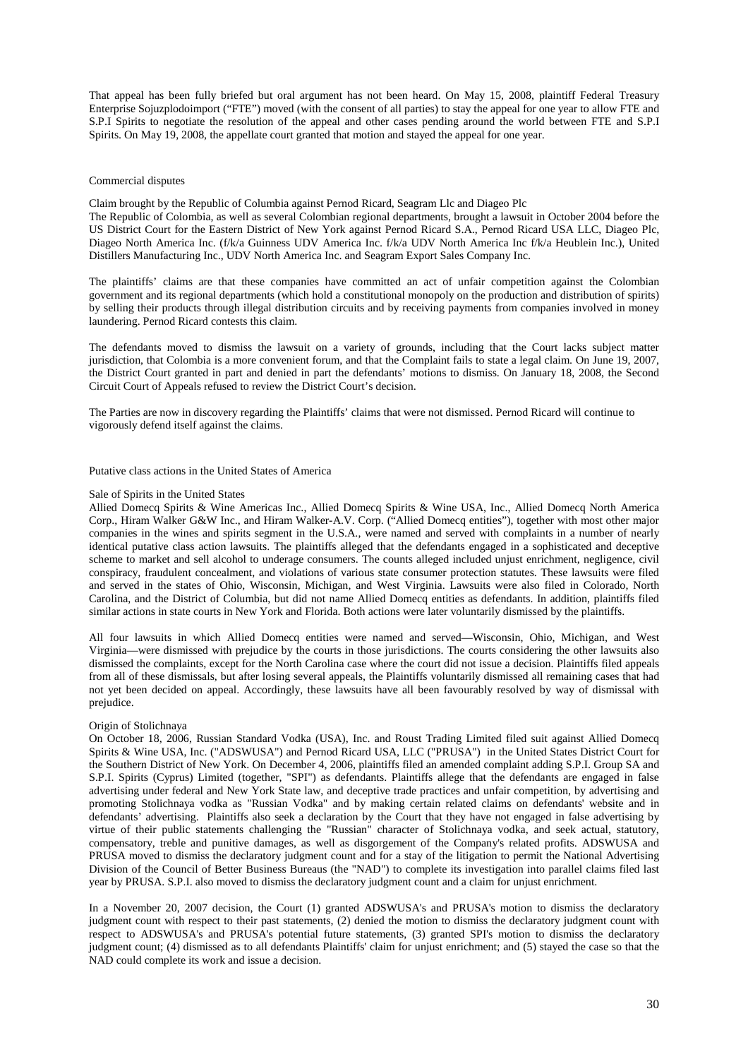That appeal has been fully briefed but oral argument has not been heard. On May 15, 2008, plaintiff Federal Treasury Enterprise Sojuzplodoimport ("FTE") moved (with the consent of all parties) to stay the appeal for one year to allow FTE and S.P.I Spirits to negotiate the resolution of the appeal and other cases pending around the world between FTE and S.P.I Spirits. On May 19, 2008, the appellate court granted that motion and stayed the appeal for one year.

## Commercial disputes

### Claim brought by the Republic of Columbia against Pernod Ricard, Seagram Llc and Diageo Plc

The Republic of Colombia, as well as several Colombian regional departments, brought a lawsuit in October 2004 before the US District Court for the Eastern District of New York against Pernod Ricard S.A., Pernod Ricard USA LLC, Diageo Plc, Diageo North America Inc. (f/k/a Guinness UDV America Inc. f/k/a UDV North America Inc f/k/a Heublein Inc.), United Distillers Manufacturing Inc., UDV North America Inc. and Seagram Export Sales Company Inc.

The plaintiffs' claims are that these companies have committed an act of unfair competition against the Colombian government and its regional departments (which hold a constitutional monopoly on the production and distribution of spirits) by selling their products through illegal distribution circuits and by receiving payments from companies involved in money laundering. Pernod Ricard contests this claim.

The defendants moved to dismiss the lawsuit on a variety of grounds, including that the Court lacks subject matter jurisdiction, that Colombia is a more convenient forum, and that the Complaint fails to state a legal claim. On June 19, 2007, the District Court granted in part and denied in part the defendants' motions to dismiss. On January 18, 2008, the Second Circuit Court of Appeals refused to review the District Court's decision.

The Parties are now in discovery regarding the Plaintiffs' claims that were not dismissed. Pernod Ricard will continue to vigorously defend itself against the claims.

## Putative class actions in the United States of America

### Sale of Spirits in the United States

Allied Domecq Spirits & Wine Americas Inc., Allied Domecq Spirits & Wine USA, Inc., Allied Domecq North America Corp., Hiram Walker G&W Inc., and Hiram Walker-A.V. Corp. ("Allied Domecq entities"), together with most other major companies in the wines and spirits segment in the U.S.A., were named and served with complaints in a number of nearly identical putative class action lawsuits. The plaintiffs alleged that the defendants engaged in a sophisticated and deceptive scheme to market and sell alcohol to underage consumers. The counts alleged included unjust enrichment, negligence, civil conspiracy, fraudulent concealment, and violations of various state consumer protection statutes. These lawsuits were filed and served in the states of Ohio, Wisconsin, Michigan, and West Virginia. Lawsuits were also filed in Colorado, North Carolina, and the District of Columbia, but did not name Allied Domecq entities as defendants. In addition, plaintiffs filed similar actions in state courts in New York and Florida. Both actions were later voluntarily dismissed by the plaintiffs.

All four lawsuits in which Allied Domecq entities were named and served—Wisconsin, Ohio, Michigan, and West Virginia—were dismissed with prejudice by the courts in those jurisdictions. The courts considering the other lawsuits also dismissed the complaints, except for the North Carolina case where the court did not issue a decision. Plaintiffs filed appeals from all of these dismissals, but after losing several appeals, the Plaintiffs voluntarily dismissed all remaining cases that had not yet been decided on appeal. Accordingly, these lawsuits have all been favourably resolved by way of dismissal with prejudice.

### Origin of Stolichnaya

On October 18, 2006, Russian Standard Vodka (USA), Inc. and Roust Trading Limited filed suit against Allied Domecq Spirits & Wine USA, Inc. ("ADSWUSA") and Pernod Ricard USA, LLC ("PRUSA") in the United States District Court for the Southern District of New York. On December 4, 2006, plaintiffs filed an amended complaint adding S.P.I. Group SA and S.P.I. Spirits (Cyprus) Limited (together, "SPI") as defendants. Plaintiffs allege that the defendants are engaged in false advertising under federal and New York State law, and deceptive trade practices and unfair competition, by advertising and promoting Stolichnaya vodka as "Russian Vodka" and by making certain related claims on defendants' website and in defendants' advertising. Plaintiffs also seek a declaration by the Court that they have not engaged in false advertising by virtue of their public statements challenging the "Russian" character of Stolichnaya vodka, and seek actual, statutory, compensatory, treble and punitive damages, as well as disgorgement of the Company's related profits. ADSWUSA and PRUSA moved to dismiss the declaratory judgment count and for a stay of the litigation to permit the National Advertising Division of the Council of Better Business Bureaus (the "NAD") to complete its investigation into parallel claims filed last year by PRUSA. S.P.I. also moved to dismiss the declaratory judgment count and a claim for unjust enrichment.

In a November 20, 2007 decision, the Court (1) granted ADSWUSA's and PRUSA's motion to dismiss the declaratory judgment count with respect to their past statements, (2) denied the motion to dismiss the declaratory judgment count with respect to ADSWUSA's and PRUSA's potential future statements, (3) granted SPI's motion to dismiss the declaratory judgment count; (4) dismissed as to all defendants Plaintiffs' claim for unjust enrichment; and (5) stayed the case so that the NAD could complete its work and issue a decision.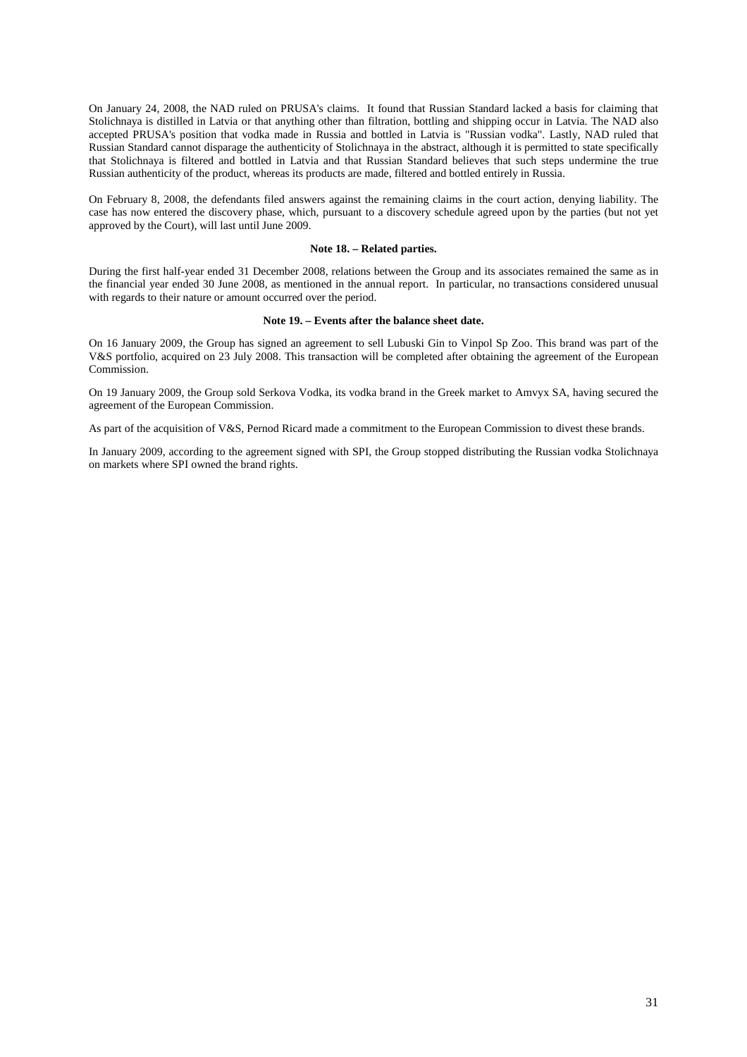On January 24, 2008, the NAD ruled on PRUSA's claims. It found that Russian Standard lacked a basis for claiming that Stolichnaya is distilled in Latvia or that anything other than filtration, bottling and shipping occur in Latvia. The NAD also accepted PRUSA's position that vodka made in Russia and bottled in Latvia is "Russian vodka". Lastly, NAD ruled that Russian Standard cannot disparage the authenticity of Stolichnaya in the abstract, although it is permitted to state specifically that Stolichnaya is filtered and bottled in Latvia and that Russian Standard believes that such steps undermine the true Russian authenticity of the product, whereas its products are made, filtered and bottled entirely in Russia.

On February 8, 2008, the defendants filed answers against the remaining claims in the court action, denying liability. The case has now entered the discovery phase, which, pursuant to a discovery schedule agreed upon by the parties (but not yet approved by the Court), will last until June 2009.

**Note 18. – Related parties.**

During the first half-year ended 31 December 2008, relations between the Group and its associates remained the same as in the financial year ended 30 June 2008, as mentioned in the annual report. In particular, no transactions considered unusual with regards to their nature or amount occurred over the period.

**Note 19. – Events after the balance sheet date.**

On 16 January 2009, the Group has signed an agreement to sell Lubuski Gin to Vinpol Sp Zoo. This brand was part of the V&S portfolio, acquired on 23 July 2008. This transaction will be completed after obtaining the agreement of the European Commission.

On 19 January 2009, the Group sold Serkova Vodka, its vodka brand in the Greek market to Amvyx SA, having secured the agreement of the European Commission.

As part of the acquisition of V&S, Pernod Ricard made a commitment to the European Commission to divest these brands.

In January 2009, according to the agreement signed with SPI, the Group stopped distributing the Russian vodka Stolichnaya on markets where SPI owned the brand rights.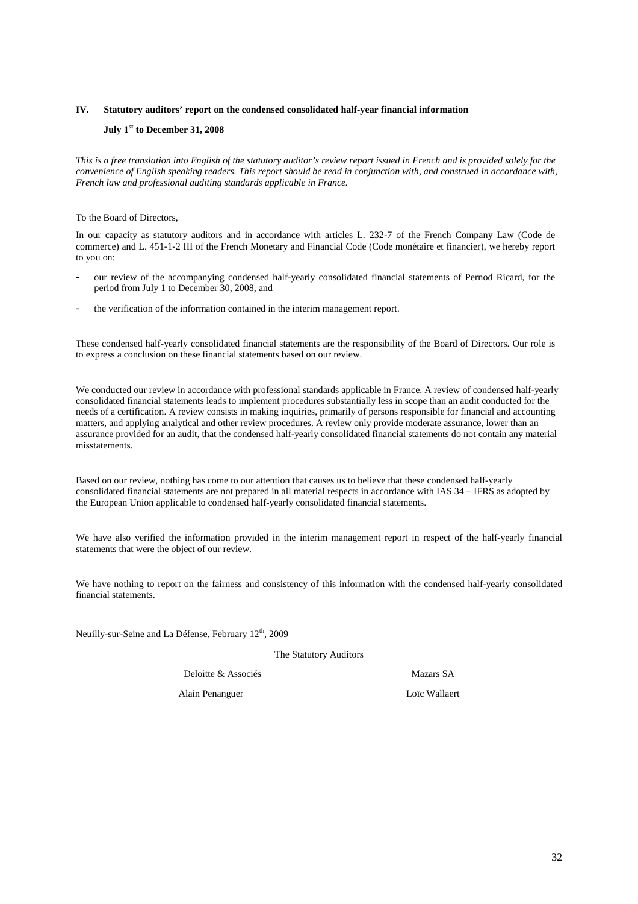## IV. Statutory auditors' report on the condensed consolidated half-year financial information

**July 1st to December 31, 2008**

*This is a free translation into English of the statutory auditor's review report issued in French and is provided solely for the convenience of English speaking readers. This report should be read in conjunction with, and construed in accordance with, French law and professional auditing standards applicable in France.*

To the Board of Directors,

In our capacity as statutory auditors and in accordance with articles L. 232-7 of the French Company Law (Code de commerce) and L. 451-1-2 III of the French Monetary and Financial Code (Code monétaire et financier), we hereby report to you on:

- our review of the accompanying condensed half-yearly consolidated financial statements of Pernod Ricard, for the period from July 1 to December 30, 2008, and
- the verification of the information contained in the interim management report.

These condensed half-yearly consolidated financial statements are the responsibility of the Board of Directors. Our role is to express a conclusion on these financial statements based on our review.

We conducted our review in accordance with professional standards applicable in France. A review of condensed half-yearly consolidated financial statements leads to implement procedures substantially less in scope than an audit conducted for the needs of a certification. A review consists in making inquiries, primarily of persons responsible for financial and accounting matters, and applying analytical and other review procedures. A review only provide moderate assurance, lower than an assurance provided for an audit, that the condensed half-yearly consolidated financial statements do not contain any material misstatements.

Based on our review, nothing has come to our attention that causes us to believe that these condensed half-yearly consolidated financial statements are not prepared in all material respects in accordance with IAS 34 – IFRS as adopted by the European Union applicable to condensed half-yearly consolidated financial statements.

We have also verified the information provided in the interim management report in respect of the half-yearly financial statements that were the object of our review.

We have nothing to report on the fairness and consistency of this information with the condensed half-yearly consolidated financial statements.

Neuilly-sur-Seine and La Défense, February 12th, 2009

The Statutory Auditors

Deloitte & Associés

Alain Penanguer

Mazars SA

Loïc Wallaert